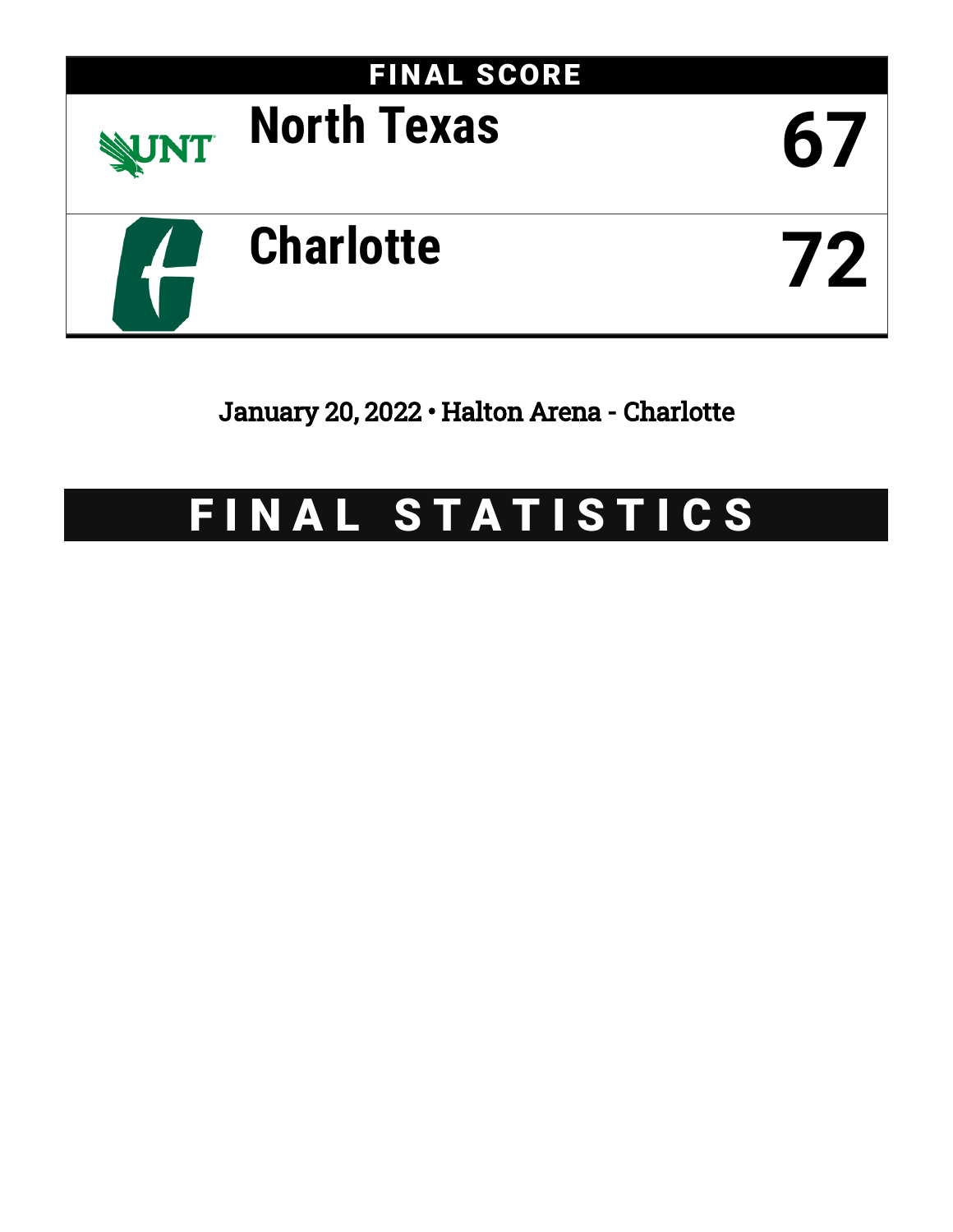# FINAL SCORE

| | |
|---|---|
| North Texas | 67 |
| Charlotte | 72 |

January 20, 2022 • Halton Arena - Charlotte

# FINAL STATISTICS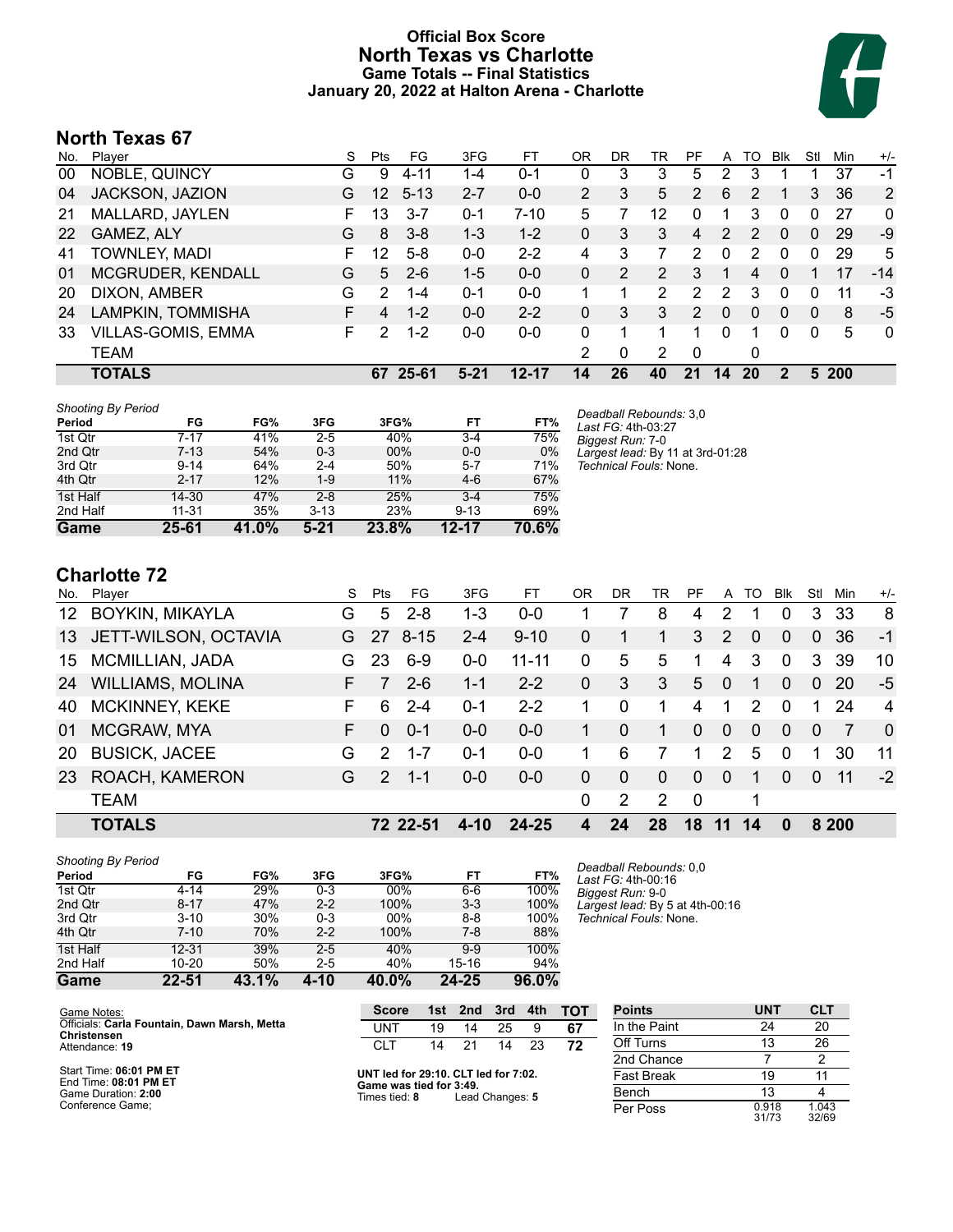# Official Box Score
# North Texas vs Charlotte
### Game Totals -- Final Statistics
### January 20, 2022 at Halton Arena - Charlotte

## North Texas 67

| No. | Player | S | Pts | FG | 3FG | FT | OR | DR | TR | PF | A | TO | Blk | Stl | Min | +/- |
|---|---|---|---|---|---|---|---|---|---|---|---|---|---|---|---|---|
| 00 | NOBLE, QUINCY | G | 9 | 4-11 | 1-4 | 0-1 | 0 | 3 | 3 | 5 | 2 | 3 | 1 | 1 | 37 | -1 |
| 04 | JACKSON, JAZION | G | 12 | 5-13 | 2-7 | 0-0 | 2 | 3 | 5 | 2 | 6 | 2 | 1 | 3 | 36 | 2 |
| 21 | MALLARD, JAYLEN | F | 13 | 3-7 | 0-1 | 7-10 | 5 | 7 | 12 | 0 | 1 | 3 | 0 | 0 | 27 | 0 |
| 22 | GAMEZ, ALY | G | 8 | 3-8 | 1-3 | 1-2 | 0 | 3 | 3 | 4 | 2 | 2 | 0 | 0 | 29 | -9 |
| 41 | TOWNLEY, MADI | F | 12 | 5-8 | 0-0 | 2-2 | 4 | 3 | 7 | 2 | 0 | 2 | 0 | 0 | 29 | 5 |
| 01 | MCGRUDER, KENDALL | G | 5 | 2-6 | 1-5 | 0-0 | 0 | 2 | 2 | 3 | 1 | 4 | 0 | 1 | 17 | -14 |
| 20 | DIXON, AMBER | G | 2 | 1-4 | 0-1 | 0-0 | 1 | 1 | 2 | 2 | 2 | 3 | 0 | 0 | 11 | -3 |
| 24 | LAMPKIN, TOMMISHA | F | 4 | 1-2 | 0-0 | 2-2 | 0 | 3 | 3 | 2 | 0 | 0 | 0 | 0 | 8 | -5 |
| 33 | VILLAS-GOMIS, EMMA | F | 2 | 1-2 | 0-0 | 0-0 | 0 | 1 | 1 | 1 | 0 | 1 | 0 | 0 | 5 | 0 |
| | TEAM | | | | | | 2 | 0 | 2 | 0 | | 0 | | | | |
| | **TOTALS** | | **67** | **25-61** | **5-21** | **12-17** | **14** | **26** | **40** | **21** | **14** | **20** | **2** | **5** | **200** | |

*Shooting By Period*

| Period | FG | FG% | 3FG | 3FG% | FT | FT% |
|---|---|---|---|---|---|---|
| 1st Qtr | 7-17 | 41% | 2-5 | 40% | 3-4 | 75% |
| 2nd Qtr | 7-13 | 54% | 0-3 | 00% | 0-0 | 0% |
| 3rd Qtr | 9-14 | 64% | 2-4 | 50% | 5-7 | 71% |
| 4th Qtr | 2-17 | 12% | 1-9 | 11% | 4-6 | 67% |
| 1st Half | 14-30 | 47% | 2-8 | 25% | 3-4 | 75% |
| 2nd Half | 11-31 | 35% | 3-13 | 23% | 9-13 | 69% |
| **Game** | **25-61** | **41.0%** | **5-21** | **23.8%** | **12-17** | **70.6%** |

*Deadball Rebounds:* 3,0
*Last FG:* 4th-03:27
*Biggest Run:* 7-0
*Largest lead:* By 11 at 3rd-01:28
*Technical Fouls:* None.

## Charlotte 72

| No. | Player | S | Pts | FG | 3FG | FT | OR | DR | TR | PF | A | TO | Blk | Stl | Min | +/- |
|---|---|---|---|---|---|---|---|---|---|---|---|---|---|---|---|---|
| 12 | BOYKIN, MIKAYLA | G | 5 | 2-8 | 1-3 | 0-0 | 1 | 7 | 8 | 4 | 2 | 1 | 0 | 3 | 33 | 8 |
| 13 | JETT-WILSON, OCTAVIA | G | 27 | 8-15 | 2-4 | 9-10 | 0 | 1 | 1 | 3 | 2 | 0 | 0 | 0 | 36 | -1 |
| 15 | MCMILLIAN, JADA | G | 23 | 6-9 | 0-0 | 11-11 | 0 | 5 | 5 | 1 | 4 | 3 | 0 | 3 | 39 | 10 |
| 24 | WILLIAMS, MOLINA | F | 7 | 2-6 | 1-1 | 2-2 | 0 | 3 | 3 | 5 | 0 | 1 | 0 | 0 | 20 | -5 |
| 40 | MCKINNEY, KEKE | F | 6 | 2-4 | 0-1 | 2-2 | 1 | 0 | 1 | 4 | 1 | 2 | 0 | 1 | 24 | 4 |
| 01 | MCGRAW, MYA | F | 0 | 0-1 | 0-0 | 0-0 | 1 | 0 | 1 | 0 | 0 | 0 | 0 | 0 | 7 | 0 |
| 20 | BUSICK, JACEE | G | 2 | 1-7 | 0-1 | 0-0 | 1 | 6 | 7 | 1 | 2 | 5 | 0 | 1 | 30 | 11 |
| 23 | ROACH, KAMERON | G | 2 | 1-1 | 0-0 | 0-0 | 0 | 0 | 0 | 0 | 0 | 1 | 0 | 0 | 11 | -2 |
| | TEAM | | | | | | 0 | 2 | 2 | 0 | | 1 | | | | |
| | **TOTALS** | | **72** | **22-51** | **4-10** | **24-25** | **4** | **24** | **28** | **18** | **11** | **14** | **0** | **8** | **200** | |

*Shooting By Period*

| Period | FG | FG% | 3FG | 3FG% | FT | FT% |
|---|---|---|---|---|---|---|
| 1st Qtr | 4-14 | 29% | 0-3 | 00% | 6-6 | 100% |
| 2nd Qtr | 8-17 | 47% | 2-2 | 100% | 3-3 | 100% |
| 3rd Qtr | 3-10 | 30% | 0-3 | 00% | 8-8 | 100% |
| 4th Qtr | 7-10 | 70% | 2-2 | 100% | 7-8 | 88% |
| 1st Half | 12-31 | 39% | 2-5 | 40% | 9-9 | 100% |
| 2nd Half | 10-20 | 50% | 2-5 | 40% | 15-16 | 94% |
| **Game** | **22-51** | **43.1%** | **4-10** | **40.0%** | **24-25** | **96.0%** |

*Deadball Rebounds:* 0,0
*Last FG:* 4th-00:16
*Biggest Run:* 9-0
*Largest lead:* By 5 at 4th-00:16
*Technical Fouls:* None.

Game Notes:
Officials: **Carla Fountain, Dawn Marsh, Metta Christensen**
Attendance: **19**

Start Time: **06:01 PM ET**
End Time: **08:01 PM ET**
Game Duration: **2:00**
Conference Game;

| Score | 1st | 2nd | 3rd | 4th | TOT |
|---|---|---|---|---|---|
| UNT | 19 | 14 | 25 | 9 | **67** |
| CLT | 14 | 21 | 14 | 23 | **72** |

**UNT led for 29:10. CLT led for 7:02.**
**Game was tied for 3:49.**
Times tied: **8** Lead Changes: **5**

| Points | UNT | CLT |
|---|---|---|
| In the Paint | 24 | 20 |
| Off Turns | 13 | 26 |
| 2nd Chance | 7 | 2 |
| Fast Break | 19 | 11 |
| Bench | 13 | 4 |
| Per Poss | 0.918 31/73 | 1.043 32/69 |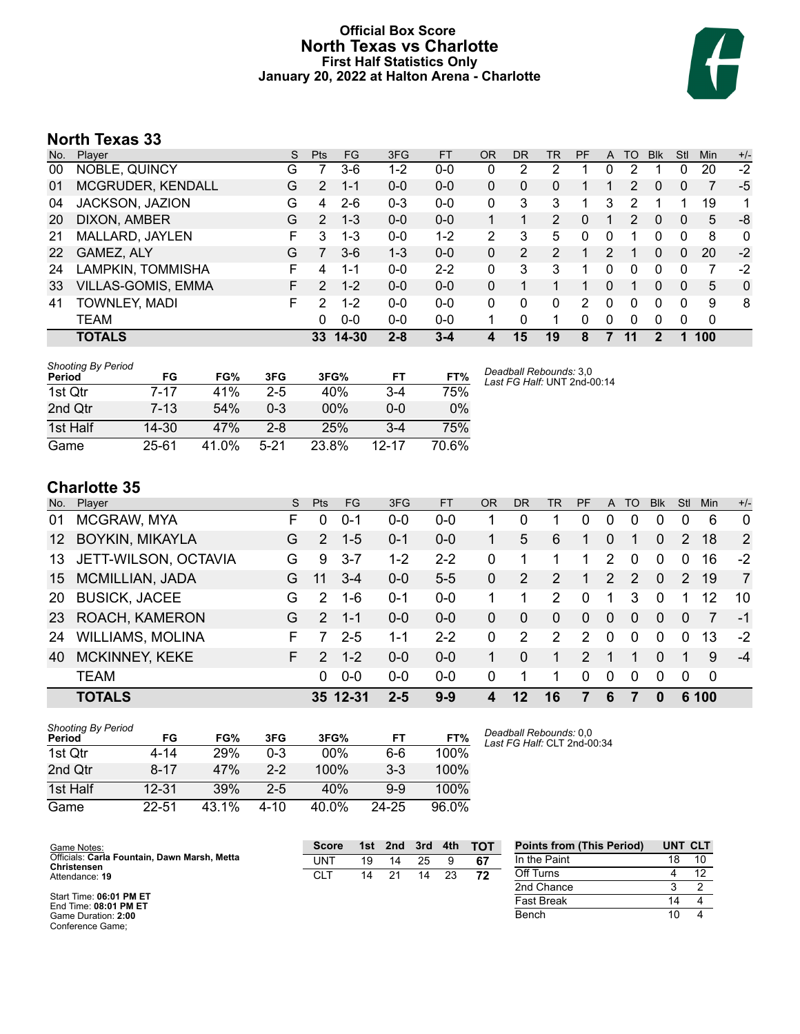# Official Box Score
# North Texas vs Charlotte
### First Half Statistics Only
### January 20, 2022 at Halton Arena - Charlotte

## North Texas 33

| No. | Player | S | Pts | FG | 3FG | FT | OR | DR | TR | PF | A | TO | Blk | Stl | Min | +/- |
|---|---|---|---|---|---|---|---|---|---|---|---|---|---|---|---|---|
| 00 | NOBLE, QUINCY | G | 7 | 3-6 | 1-2 | 0-0 | 0 | 2 | 2 | 1 | 0 | 2 | 1 | 0 | 20 | -2 |
| 01 | MCGRUDER, KENDALL | G | 2 | 1-1 | 0-0 | 0-0 | 0 | 0 | 0 | 1 | 1 | 2 | 0 | 0 | 7 | -5 |
| 04 | JACKSON, JAZION | G | 4 | 2-6 | 0-3 | 0-0 | 0 | 3 | 3 | 1 | 3 | 2 | 1 | 1 | 19 | 1 |
| 20 | DIXON, AMBER | G | 2 | 1-3 | 0-0 | 0-0 | 1 | 1 | 2 | 0 | 1 | 2 | 0 | 0 | 5 | -8 |
| 21 | MALLARD, JAYLEN | F | 3 | 1-3 | 0-0 | 1-2 | 2 | 3 | 5 | 0 | 0 | 1 | 0 | 0 | 8 | 0 |
| 22 | GAMEZ, ALY | G | 7 | 3-6 | 1-3 | 0-0 | 0 | 2 | 2 | 1 | 2 | 1 | 0 | 0 | 20 | -2 |
| 24 | LAMPKIN, TOMMISHA | F | 4 | 1-1 | 0-0 | 2-2 | 0 | 3 | 3 | 1 | 0 | 0 | 0 | 0 | 7 | -2 |
| 33 | VILLAS-GOMIS, EMMA | F | 2 | 1-2 | 0-0 | 0-0 | 0 | 1 | 1 | 1 | 0 | 1 | 0 | 0 | 5 | 0 |
| 41 | TOWNLEY, MADI | F | 2 | 1-2 | 0-0 | 0-0 | 0 | 0 | 0 | 2 | 0 | 0 | 0 | 0 | 9 | 8 |
| | TEAM | | 0 | 0-0 | 0-0 | 0-0 | 1 | 0 | 1 | 0 | 0 | 0 | 0 | 0 | 0 | |
| | **TOTALS** | | **33** | **14-30** | **2-8** | **3-4** | **4** | **15** | **19** | **8** | **7** | **11** | **2** | **1** | **100** | |

*Shooting By Period*

| Period | FG | FG% | 3FG | 3FG% | FT | FT% |
|---|---|---|---|---|---|---|
| 1st Qtr | 7-17 | 41% | 2-5 | 40% | 3-4 | 75% |
| 2nd Qtr | 7-13 | 54% | 0-3 | 00% | 0-0 | 0% |
| 1st Half | 14-30 | 47% | 2-8 | 25% | 3-4 | 75% |
| Game | 25-61 | 41.0% | 5-21 | 23.8% | 12-17 | 70.6% |

*Deadball Rebounds:* 3,0
*Last FG Half:* UNT 2nd-00:14

## Charlotte 35

| No. | Player | S | Pts | FG | 3FG | FT | OR | DR | TR | PF | A | TO | Blk | Stl | Min | +/- |
|---|---|---|---|---|---|---|---|---|---|---|---|---|---|---|---|---|
| 01 | MCGRAW, MYA | F | 0 | 0-1 | 0-0 | 0-0 | 1 | 0 | 1 | 0 | 0 | 0 | 0 | 0 | 6 | 0 |
| 12 | BOYKIN, MIKAYLA | G | 2 | 1-5 | 0-1 | 0-0 | 1 | 5 | 6 | 1 | 0 | 1 | 0 | 2 | 18 | 2 |
| 13 | JETT-WILSON, OCTAVIA | G | 9 | 3-7 | 1-2 | 2-2 | 0 | 1 | 1 | 1 | 2 | 0 | 0 | 0 | 16 | -2 |
| 15 | MCMILLIAN, JADA | G | 11 | 3-4 | 0-0 | 5-5 | 0 | 2 | 2 | 1 | 2 | 2 | 0 | 2 | 19 | 7 |
| 20 | BUSICK, JACEE | G | 2 | 1-6 | 0-1 | 0-0 | 1 | 1 | 2 | 0 | 1 | 3 | 0 | 1 | 12 | 10 |
| 23 | ROACH, KAMERON | G | 2 | 1-1 | 0-0 | 0-0 | 0 | 0 | 0 | 0 | 0 | 0 | 0 | 0 | 7 | -1 |
| 24 | WILLIAMS, MOLINA | F | 7 | 2-5 | 1-1 | 2-2 | 0 | 2 | 2 | 2 | 0 | 0 | 0 | 0 | 13 | -2 |
| 40 | MCKINNEY, KEKE | F | 2 | 1-2 | 0-0 | 0-0 | 1 | 0 | 1 | 2 | 1 | 1 | 0 | 1 | 9 | -4 |
| | TEAM | | 0 | 0-0 | 0-0 | 0-0 | 0 | 1 | 1 | 0 | 0 | 0 | 0 | 0 | 0 | |
| | **TOTALS** | | **35** | **12-31** | **2-5** | **9-9** | **4** | **12** | **16** | **7** | **6** | **7** | **0** | **6** | **100** | |

*Shooting By Period*

| Period | FG | FG% | 3FG | 3FG% | FT | FT% |
|---|---|---|---|---|---|---|
| 1st Qtr | 4-14 | 29% | 0-3 | 00% | 6-6 | 100% |
| 2nd Qtr | 8-17 | 47% | 2-2 | 100% | 3-3 | 100% |
| 1st Half | 12-31 | 39% | 2-5 | 40% | 9-9 | 100% |
| Game | 22-51 | 43.1% | 4-10 | 40.0% | 24-25 | 96.0% |

*Deadball Rebounds:* 0,0
*Last FG Half:* CLT 2nd-00:34

Game Notes:
Officials: **Carla Fountain, Dawn Marsh, Metta Christensen**
Attendance: **19**

Start Time: **06:01 PM ET**
End Time: **08:01 PM ET**
Game Duration: **2:00**
Conference Game;

| Score | 1st | 2nd | 3rd | 4th | TOT |
|---|---|---|---|---|---|
| UNT | 19 | 14 | 25 | 9 | **67** |
| CLT | 14 | 21 | 14 | 23 | **72** |

| Points from (This Period) | UNT | CLT |
|---|---|---|
| In the Paint | 18 | 10 |
| Off Turns | 4 | 12 |
| 2nd Chance | 3 | 2 |
| Fast Break | 14 | 4 |
| Bench | 10 | 4 |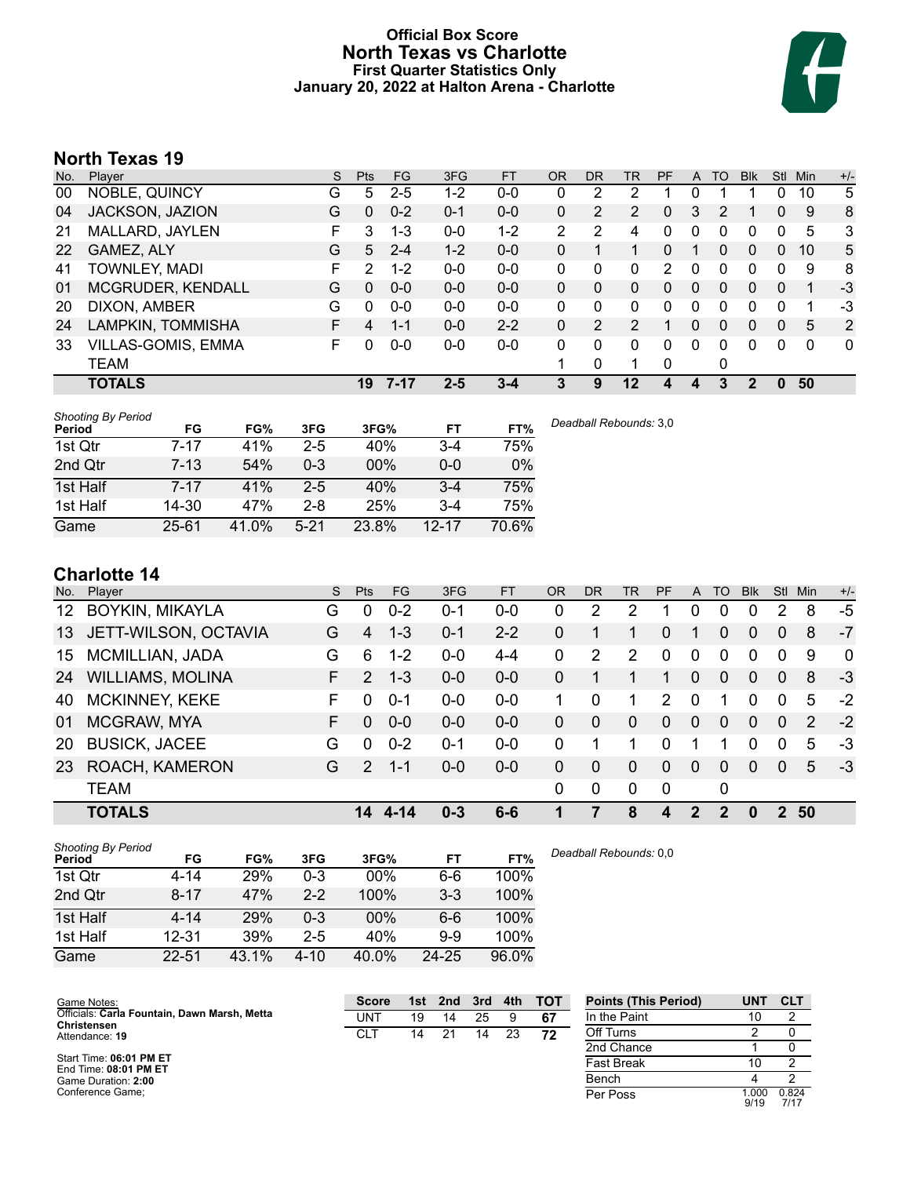# Official Box Score
## North Texas vs Charlotte
### First Quarter Statistics Only
### January 20, 2022 at Halton Arena - Charlotte

## North Texas 19

| No. | Player | S | Pts | FG | 3FG | FT | OR | DR | TR | PF | A | TO | Blk | Stl | Min | +/- |
|---|---|---|---|---|---|---|---|---|---|---|---|---|---|---|---|---|
| 00 | NOBLE, QUINCY | G | 5 | 2-5 | 1-2 | 0-0 | 0 | 2 | 2 | 1 | 0 | 1 | 1 | 0 | 10 | 5 |
| 04 | JACKSON, JAZION | G | 0 | 0-2 | 0-1 | 0-0 | 0 | 2 | 2 | 0 | 3 | 2 | 1 | 0 | 9 | 8 |
| 21 | MALLARD, JAYLEN | F | 3 | 1-3 | 0-0 | 1-2 | 2 | 2 | 4 | 0 | 0 | 0 | 0 | 0 | 5 | 3 |
| 22 | GAMEZ, ALY | G | 5 | 2-4 | 1-2 | 0-0 | 0 | 1 | 1 | 0 | 1 | 0 | 0 | 0 | 10 | 5 |
| 41 | TOWNLEY, MADI | F | 2 | 1-2 | 0-0 | 0-0 | 0 | 0 | 0 | 2 | 0 | 0 | 0 | 0 | 9 | 8 |
| 01 | MCGRUDER, KENDALL | G | 0 | 0-0 | 0-0 | 0-0 | 0 | 0 | 0 | 0 | 0 | 0 | 0 | 0 | 1 | -3 |
| 20 | DIXON, AMBER | G | 0 | 0-0 | 0-0 | 0-0 | 0 | 0 | 0 | 0 | 0 | 0 | 0 | 0 | 1 | -3 |
| 24 | LAMPKIN, TOMMISHA | F | 4 | 1-1 | 0-0 | 2-2 | 0 | 2 | 2 | 1 | 0 | 0 | 0 | 0 | 5 | 2 |
| 33 | VILLAS-GOMIS, EMMA | F | 0 | 0-0 | 0-0 | 0-0 | 0 | 0 | 0 | 0 | 0 | 0 | 0 | 0 | 0 | 0 |
| | TEAM | | | | | | 1 | 0 | 1 | 0 | | 0 | | | | |
| | **TOTALS** | | **19** | **7-17** | **2-5** | **3-4** | **3** | **9** | **12** | **4** | **4** | **3** | **2** | **0** | **50** | |

*Shooting By Period*

| Period | FG | FG% | 3FG | 3FG% | FT | FT% |
|---|---|---|---|---|---|---|
| 1st Qtr | 7-17 | 41% | 2-5 | 40% | 3-4 | 75% |
| 2nd Qtr | 7-13 | 54% | 0-3 | 00% | 0-0 | 0% |
| 1st Half | 7-17 | 41% | 2-5 | 40% | 3-4 | 75% |
| 1st Half | 14-30 | 47% | 2-8 | 25% | 3-4 | 75% |
| Game | 25-61 | 41.0% | 5-21 | 23.8% | 12-17 | 70.6% |

*Deadball Rebounds:* 3,0

## Charlotte 14

| No. | Player | S | Pts | FG | 3FG | FT | OR | DR | TR | PF | A | TO | Blk | Stl | Min | +/- |
|---|---|---|---|---|---|---|---|---|---|---|---|---|---|---|---|---|
| 12 | BOYKIN, MIKAYLA | G | 0 | 0-2 | 0-1 | 0-0 | 0 | 2 | 2 | 1 | 0 | 0 | 0 | 2 | 8 | -5 |
| 13 | JETT-WILSON, OCTAVIA | G | 4 | 1-3 | 0-1 | 2-2 | 0 | 1 | 1 | 0 | 1 | 0 | 0 | 0 | 8 | -7 |
| 15 | MCMILLIAN, JADA | G | 6 | 1-2 | 0-0 | 4-4 | 0 | 2 | 2 | 0 | 0 | 0 | 0 | 0 | 9 | 0 |
| 24 | WILLIAMS, MOLINA | F | 2 | 1-3 | 0-0 | 0-0 | 0 | 1 | 1 | 1 | 0 | 0 | 0 | 0 | 8 | -3 |
| 40 | MCKINNEY, KEKE | F | 0 | 0-1 | 0-0 | 0-0 | 1 | 0 | 1 | 2 | 0 | 1 | 0 | 0 | 5 | -2 |
| 01 | MCGRAW, MYA | F | 0 | 0-0 | 0-0 | 0-0 | 0 | 0 | 0 | 0 | 0 | 0 | 0 | 0 | 2 | -2 |
| 20 | BUSICK, JACEE | G | 0 | 0-2 | 0-1 | 0-0 | 0 | 1 | 1 | 0 | 1 | 1 | 0 | 0 | 5 | -3 |
| 23 | ROACH, KAMERON | G | 2 | 1-1 | 0-0 | 0-0 | 0 | 0 | 0 | 0 | 0 | 0 | 0 | 0 | 5 | -3 |
| | TEAM | | | | | | 0 | 0 | 0 | 0 | | 0 | | | | |
| | **TOTALS** | | **14** | **4-14** | **0-3** | **6-6** | **1** | **7** | **8** | **4** | **2** | **2** | **0** | **2** | **50** | |

*Shooting By Period*

| Period | FG | FG% | 3FG | 3FG% | FT | FT% |
|---|---|---|---|---|---|---|
| 1st Qtr | 4-14 | 29% | 0-3 | 00% | 6-6 | 100% |
| 2nd Qtr | 8-17 | 47% | 2-2 | 100% | 3-3 | 100% |
| 1st Half | 4-14 | 29% | 0-3 | 00% | 6-6 | 100% |
| 1st Half | 12-31 | 39% | 2-5 | 40% | 9-9 | 100% |
| Game | 22-51 | 43.1% | 4-10 | 40.0% | 24-25 | 96.0% |

*Deadball Rebounds:* 0,0

Game Notes:
Officials: **Carla Fountain, Dawn Marsh, Metta Christensen**
Attendance: **19**

Start Time: **06:01 PM ET**
End Time: **08:01 PM ET**
Game Duration: **2:00**
Conference Game;

| Score | 1st | 2nd | 3rd | 4th | TOT |
|---|---|---|---|---|---|
| UNT | 19 | 14 | 25 | 9 | **67** |
| CLT | 14 | 21 | 14 | 23 | **72** |

| Points (This Period) | UNT | CLT |
|---|---|---|
| In the Paint | 10 | 2 |
| Off Turns | 2 | 0 |
| 2nd Chance | 1 | 0 |
| Fast Break | 10 | 2 |
| Bench | 4 | 2 |
| Per Poss | 1.000 9/19 | 0.824 7/17 |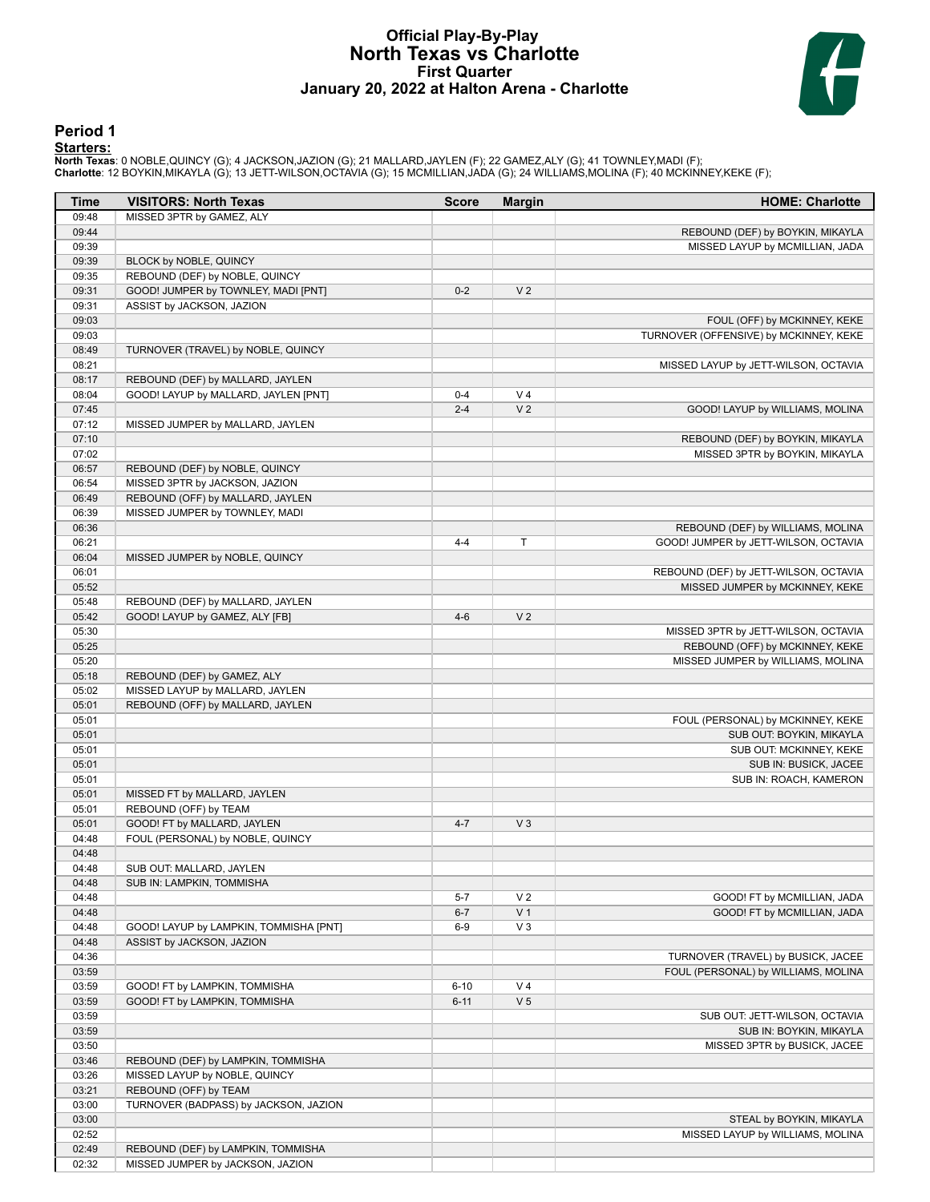# Official Play-By-Play
# North Texas vs Charlotte
## First Quarter
### January 20, 2022 at Halton Arena - Charlotte

## Period 1

**Starters:**

**North Texas**: 0 NOBLE,QUINCY (G); 4 JACKSON,JAZION (G); 21 MALLARD,JAYLEN (F); 22 GAMEZ,ALY (G); 41 TOWNLEY,MADI (F);
**Charlotte**: 12 BOYKIN,MIKAYLA (G); 13 JETT-WILSON,OCTAVIA (G); 15 MCMILLIAN,JADA (G); 24 WILLIAMS,MOLINA (F); 40 MCKINNEY,KEKE (F);

| Time | VISITORS: North Texas | Score | Margin | HOME: Charlotte |
|---|---|---|---|---|
| 09:48 | MISSED 3PTR by GAMEZ, ALY | | | |
| 09:44 | | | | REBOUND (DEF) by BOYKIN, MIKAYLA |
| 09:39 | | | | MISSED LAYUP by MCMILLIAN, JADA |
| 09:39 | BLOCK by NOBLE, QUINCY | | | |
| 09:35 | REBOUND (DEF) by NOBLE, QUINCY | | | |
| 09:31 | GOOD! JUMPER by TOWNLEY, MADI [PNT] | 0-2 | V 2 | |
| 09:31 | ASSIST by JACKSON, JAZION | | | |
| 09:03 | | | | FOUL (OFF) by MCKINNEY, KEKE |
| 09:03 | | | | TURNOVER (OFFENSIVE) by MCKINNEY, KEKE |
| 08:49 | TURNOVER (TRAVEL) by NOBLE, QUINCY | | | |
| 08:21 | | | | MISSED LAYUP by JETT-WILSON, OCTAVIA |
| 08:17 | REBOUND (DEF) by MALLARD, JAYLEN | | | |
| 08:04 | GOOD! LAYUP by MALLARD, JAYLEN [PNT] | 0-4 | V 4 | |
| 07:45 | | 2-4 | V 2 | GOOD! LAYUP by WILLIAMS, MOLINA |
| 07:12 | MISSED JUMPER by MALLARD, JAYLEN | | | |
| 07:10 | | | | REBOUND (DEF) by BOYKIN, MIKAYLA |
| 07:02 | | | | MISSED 3PTR by BOYKIN, MIKAYLA |
| 06:57 | REBOUND (DEF) by NOBLE, QUINCY | | | |
| 06:54 | MISSED 3PTR by JACKSON, JAZION | | | |
| 06:49 | REBOUND (OFF) by MALLARD, JAYLEN | | | |
| 06:39 | MISSED JUMPER by TOWNLEY, MADI | | | |
| 06:36 | | | | REBOUND (DEF) by WILLIAMS, MOLINA |
| 06:21 | | 4-4 | T | GOOD! JUMPER by JETT-WILSON, OCTAVIA |
| 06:04 | MISSED JUMPER by NOBLE, QUINCY | | | |
| 06:01 | | | | REBOUND (DEF) by JETT-WILSON, OCTAVIA |
| 05:52 | | | | MISSED JUMPER by MCKINNEY, KEKE |
| 05:48 | REBOUND (DEF) by MALLARD, JAYLEN | | | |
| 05:42 | GOOD! LAYUP by GAMEZ, ALY [FB] | 4-6 | V 2 | |
| 05:30 | | | | MISSED 3PTR by JETT-WILSON, OCTAVIA |
| 05:25 | | | | REBOUND (OFF) by MCKINNEY, KEKE |
| 05:20 | | | | MISSED JUMPER by WILLIAMS, MOLINA |
| 05:18 | REBOUND (DEF) by GAMEZ, ALY | | | |
| 05:02 | MISSED LAYUP by MALLARD, JAYLEN | | | |
| 05:01 | REBOUND (OFF) by MALLARD, JAYLEN | | | |
| 05:01 | | | | FOUL (PERSONAL) by MCKINNEY, KEKE |
| 05:01 | | | | SUB OUT: BOYKIN, MIKAYLA |
| 05:01 | | | | SUB OUT: MCKINNEY, KEKE |
| 05:01 | | | | SUB IN: BUSICK, JACEE |
| 05:01 | | | | SUB IN: ROACH, KAMERON |
| 05:01 | MISSED FT by MALLARD, JAYLEN | | | |
| 05:01 | REBOUND (OFF) by TEAM | | | |
| 05:01 | GOOD! FT by MALLARD, JAYLEN | 4-7 | V 3 | |
| 04:48 | FOUL (PERSONAL) by NOBLE, QUINCY | | | |
| 04:48 | | | | |
| 04:48 | SUB OUT: MALLARD, JAYLEN | | | |
| 04:48 | SUB IN: LAMPKIN, TOMMISHA | | | |
| 04:48 | | 5-7 | V 2 | GOOD! FT by MCMILLIAN, JADA |
| 04:48 | | 6-7 | V 1 | GOOD! FT by MCMILLIAN, JADA |
| 04:48 | GOOD! LAYUP by LAMPKIN, TOMMISHA [PNT] | 6-9 | V 3 | |
| 04:48 | ASSIST by JACKSON, JAZION | | | |
| 04:36 | | | | TURNOVER (TRAVEL) by BUSICK, JACEE |
| 03:59 | | | | FOUL (PERSONAL) by WILLIAMS, MOLINA |
| 03:59 | GOOD! FT by LAMPKIN, TOMMISHA | 6-10 | V 4 | |
| 03:59 | GOOD! FT by LAMPKIN, TOMMISHA | 6-11 | V 5 | |
| 03:59 | | | | SUB OUT: JETT-WILSON, OCTAVIA |
| 03:59 | | | | SUB IN: BOYKIN, MIKAYLA |
| 03:50 | | | | MISSED 3PTR by BUSICK, JACEE |
| 03:46 | REBOUND (DEF) by LAMPKIN, TOMMISHA | | | |
| 03:26 | MISSED LAYUP by NOBLE, QUINCY | | | |
| 03:21 | REBOUND (OFF) by TEAM | | | |
| 03:00 | TURNOVER (BADPASS) by JACKSON, JAZION | | | |
| 03:00 | | | | STEAL by BOYKIN, MIKAYLA |
| 02:52 | | | | MISSED LAYUP by WILLIAMS, MOLINA |
| 02:49 | REBOUND (DEF) by LAMPKIN, TOMMISHA | | | |
| 02:32 | MISSED JUMPER by JACKSON, JAZION | | | |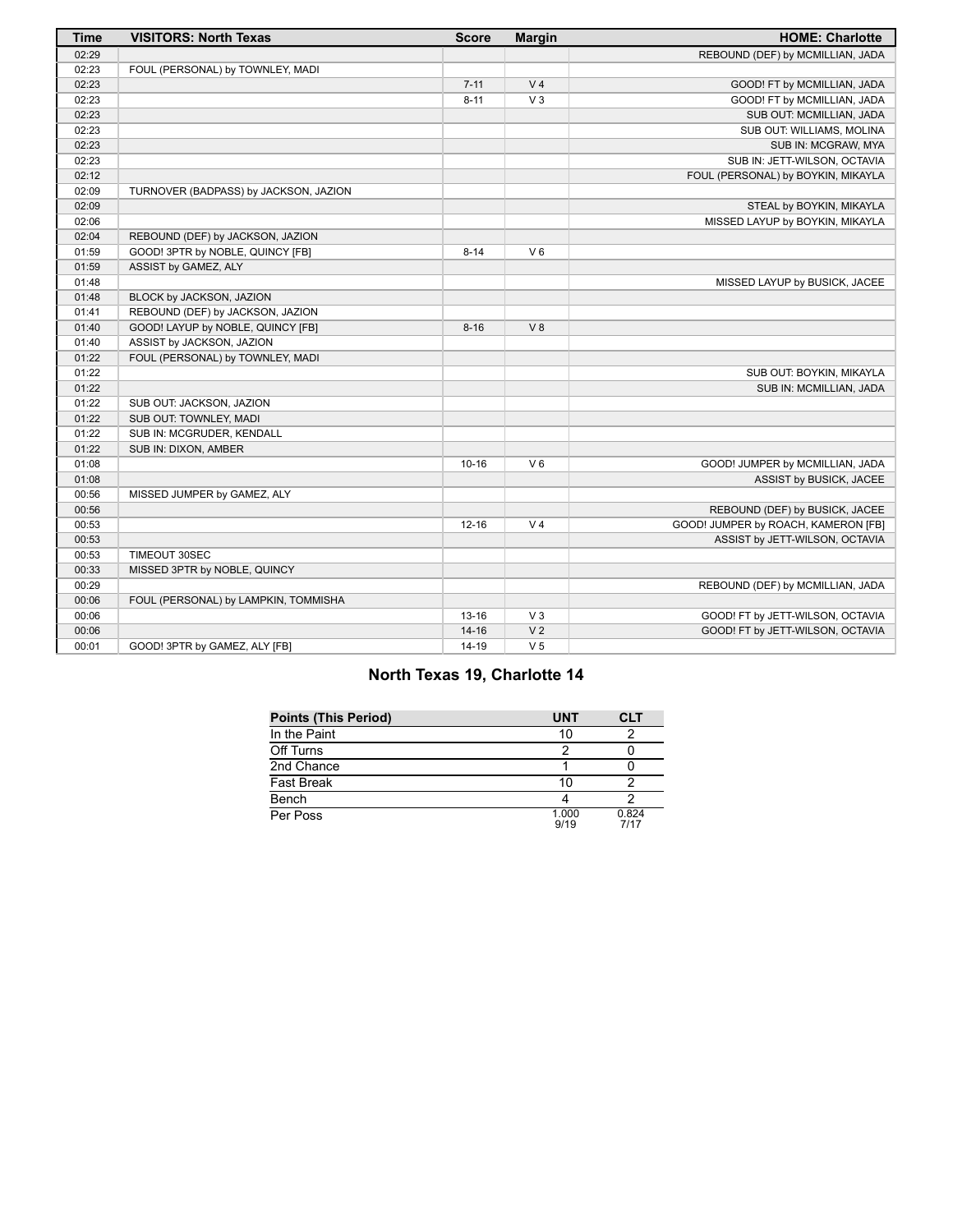| Time | VISITORS: North Texas | Score | Margin | HOME: Charlotte |
|---|---|---|---|---|
| 02:29 | | | | REBOUND (DEF) by MCMILLIAN, JADA |
| 02:23 | FOUL (PERSONAL) by TOWNLEY, MADI | | | |
| 02:23 | | 7-11 | V 4 | GOOD! FT by MCMILLIAN, JADA |
| 02:23 | | 8-11 | V 3 | GOOD! FT by MCMILLIAN, JADA |
| 02:23 | | | | SUB OUT: MCMILLIAN, JADA |
| 02:23 | | | | SUB OUT: WILLIAMS, MOLINA |
| 02:23 | | | | SUB IN: MCGRAW, MYA |
| 02:23 | | | | SUB IN: JETT-WILSON, OCTAVIA |
| 02:12 | | | | FOUL (PERSONAL) by BOYKIN, MIKAYLA |
| 02:09 | TURNOVER (BADPASS) by JACKSON, JAZION | | | |
| 02:09 | | | | STEAL by BOYKIN, MIKAYLA |
| 02:06 | | | | MISSED LAYUP by BOYKIN, MIKAYLA |
| 02:04 | REBOUND (DEF) by JACKSON, JAZION | | | |
| 01:59 | GOOD! 3PTR by NOBLE, QUINCY [FB] | 8-14 | V 6 | |
| 01:59 | ASSIST by GAMEZ, ALY | | | |
| 01:48 | | | | MISSED LAYUP by BUSICK, JACEE |
| 01:48 | BLOCK by JACKSON, JAZION | | | |
| 01:41 | REBOUND (DEF) by JACKSON, JAZION | | | |
| 01:40 | GOOD! LAYUP by NOBLE, QUINCY [FB] | 8-16 | V 8 | |
| 01:40 | ASSIST by JACKSON, JAZION | | | |
| 01:22 | FOUL (PERSONAL) by TOWNLEY, MADI | | | |
| 01:22 | | | | SUB OUT: BOYKIN, MIKAYLA |
| 01:22 | | | | SUB IN: MCMILLIAN, JADA |
| 01:22 | SUB OUT: JACKSON, JAZION | | | |
| 01:22 | SUB OUT: TOWNLEY, MADI | | | |
| 01:22 | SUB IN: MCGRUDER, KENDALL | | | |
| 01:22 | SUB IN: DIXON, AMBER | | | |
| 01:08 | | 10-16 | V 6 | GOOD! JUMPER by MCMILLIAN, JADA |
| 01:08 | | | | ASSIST by BUSICK, JACEE |
| 00:56 | MISSED JUMPER by GAMEZ, ALY | | | |
| 00:56 | | | | REBOUND (DEF) by BUSICK, JACEE |
| 00:53 | | 12-16 | V 4 | GOOD! JUMPER by ROACH, KAMERON [FB] |
| 00:53 | | | | ASSIST by JETT-WILSON, OCTAVIA |
| 00:53 | TIMEOUT 30SEC | | | |
| 00:33 | MISSED 3PTR by NOBLE, QUINCY | | | |
| 00:29 | | | | REBOUND (DEF) by MCMILLIAN, JADA |
| 00:06 | FOUL (PERSONAL) by LAMPKIN, TOMMISHA | | | |
| 00:06 | | 13-16 | V 3 | GOOD! FT by JETT-WILSON, OCTAVIA |
| 00:06 | | 14-16 | V 2 | GOOD! FT by JETT-WILSON, OCTAVIA |
| 00:01 | GOOD! 3PTR by GAMEZ, ALY [FB] | 14-19 | V 5 | |

## North Texas 19, Charlotte 14

| Points (This Period) | UNT | CLT |
|---|---|---|
| In the Paint | 10 | 2 |
| Off Turns | 2 | 0 |
| 2nd Chance | 1 | 0 |
| Fast Break | 10 | 2 |
| Bench | 4 | 2 |
| Per Poss | 1.000 9/19 | 0.824 7/17 |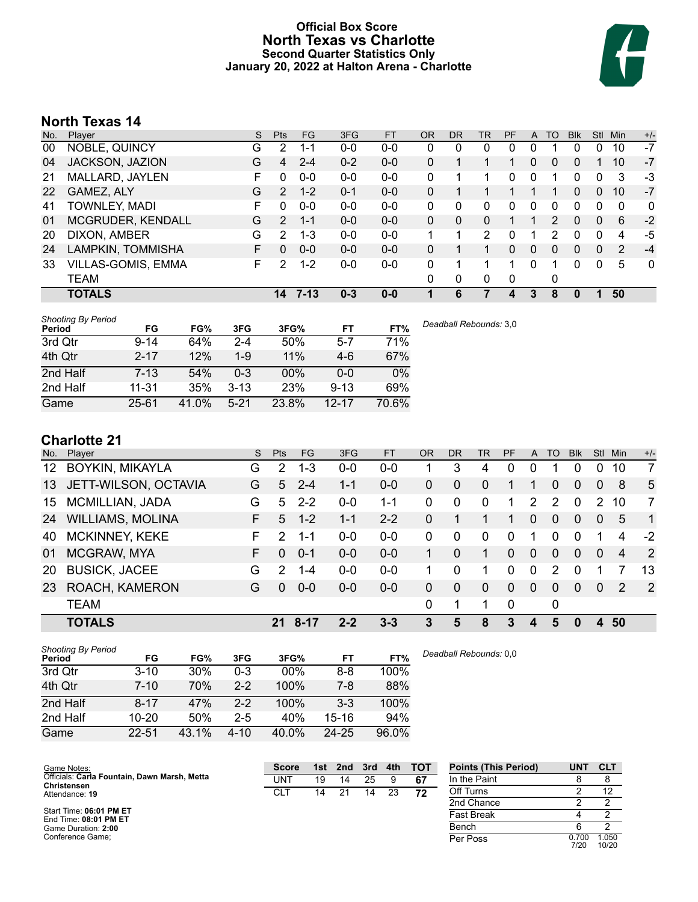# Official Box Score
# North Texas vs Charlotte
## Second Quarter Statistics Only
## January 20, 2022 at Halton Arena - Charlotte

## North Texas 14

| No. | Player | S | Pts | FG | 3FG | FT | OR | DR | TR | PF | A | TO | Blk | Stl | Min | +/- |
|---|---|---|---|---|---|---|---|---|---|---|---|---|---|---|---|---|
| 00 | NOBLE, QUINCY | G | 2 | 1-1 | 0-0 | 0-0 | 0 | 0 | 0 | 0 | 0 | 1 | 0 | 0 | 10 | -7 |
| 04 | JACKSON, JAZION | G | 4 | 2-4 | 0-2 | 0-0 | 0 | 1 | 1 | 1 | 0 | 0 | 0 | 1 | 10 | -7 |
| 21 | MALLARD, JAYLEN | F | 0 | 0-0 | 0-0 | 0-0 | 0 | 1 | 1 | 0 | 0 | 1 | 0 | 0 | 3 | -3 |
| 22 | GAMEZ, ALY | G | 2 | 1-2 | 0-1 | 0-0 | 0 | 1 | 1 | 1 | 1 | 1 | 0 | 0 | 10 | -7 |
| 41 | TOWNLEY, MADI | F | 0 | 0-0 | 0-0 | 0-0 | 0 | 0 | 0 | 0 | 0 | 0 | 0 | 0 | 0 | 0 |
| 01 | MCGRUDER, KENDALL | G | 2 | 1-1 | 0-0 | 0-0 | 0 | 0 | 0 | 1 | 1 | 2 | 0 | 0 | 6 | -2 |
| 20 | DIXON, AMBER | G | 2 | 1-3 | 0-0 | 0-0 | 1 | 1 | 2 | 0 | 1 | 2 | 0 | 0 | 4 | -5 |
| 24 | LAMPKIN, TOMMISHA | F | 0 | 0-0 | 0-0 | 0-0 | 0 | 1 | 1 | 0 | 0 | 0 | 0 | 0 | 2 | -4 |
| 33 | VILLAS-GOMIS, EMMA | F | 2 | 1-2 | 0-0 | 0-0 | 0 | 1 | 1 | 1 | 0 | 1 | 0 | 0 | 5 | 0 |
| | TEAM | | | | | | 0 | 0 | 0 | 0 | | 0 | | | | |
| | **TOTALS** | | **14** | **7-13** | **0-3** | **0-0** | **1** | **6** | **7** | **4** | **3** | **8** | **0** | **1** | **50** | |

*Shooting By Period*

| Period | FG | FG% | 3FG | 3FG% | FT | FT% |
|---|---|---|---|---|---|---|
| 3rd Qtr | 9-14 | 64% | 2-4 | 50% | 5-7 | 71% |
| 4th Qtr | 2-17 | 12% | 1-9 | 11% | 4-6 | 67% |
| 2nd Half | 7-13 | 54% | 0-3 | 00% | 0-0 | 0% |
| 2nd Half | 11-31 | 35% | 3-13 | 23% | 9-13 | 69% |
| Game | 25-61 | 41.0% | 5-21 | 23.8% | 12-17 | 70.6% |

*Deadball Rebounds:* 3,0

## Charlotte 21

| No. | Player | S | Pts | FG | 3FG | FT | OR | DR | TR | PF | A | TO | Blk | Stl | Min | +/- |
|---|---|---|---|---|---|---|---|---|---|---|---|---|---|---|---|---|
| 12 | BOYKIN, MIKAYLA | G | 2 | 1-3 | 0-0 | 0-0 | 1 | 3 | 4 | 0 | 0 | 1 | 0 | 0 | 10 | 7 |
| 13 | JETT-WILSON, OCTAVIA | G | 5 | 2-4 | 1-1 | 0-0 | 0 | 0 | 0 | 1 | 1 | 0 | 0 | 0 | 8 | 5 |
| 15 | MCMILLIAN, JADA | G | 5 | 2-2 | 0-0 | 1-1 | 0 | 0 | 0 | 1 | 2 | 2 | 0 | 2 | 10 | 7 |
| 24 | WILLIAMS, MOLINA | F | 5 | 1-2 | 1-1 | 2-2 | 0 | 1 | 1 | 1 | 0 | 0 | 0 | 0 | 5 | 1 |
| 40 | MCKINNEY, KEKE | F | 2 | 1-1 | 0-0 | 0-0 | 0 | 0 | 0 | 0 | 1 | 0 | 0 | 1 | 4 | -2 |
| 01 | MCGRAW, MYA | F | 0 | 0-1 | 0-0 | 0-0 | 1 | 0 | 1 | 0 | 0 | 0 | 0 | 0 | 4 | 2 |
| 20 | BUSICK, JACEE | G | 2 | 1-4 | 0-0 | 0-0 | 1 | 0 | 1 | 0 | 0 | 2 | 0 | 1 | 7 | 13 |
| 23 | ROACH, KAMERON | G | 0 | 0-0 | 0-0 | 0-0 | 0 | 0 | 0 | 0 | 0 | 0 | 0 | 0 | 2 | 2 |
| | TEAM | | | | | | 0 | 1 | 1 | 0 | | 0 | | | | |
| | **TOTALS** | | **21** | **8-17** | **2-2** | **3-3** | **3** | **5** | **8** | **3** | **4** | **5** | **0** | **4** | **50** | |

*Shooting By Period*

| Period | FG | FG% | 3FG | 3FG% | FT | FT% |
|---|---|---|---|---|---|---|
| 3rd Qtr | 3-10 | 30% | 0-3 | 00% | 8-8 | 100% |
| 4th Qtr | 7-10 | 70% | 2-2 | 100% | 7-8 | 88% |
| 2nd Half | 8-17 | 47% | 2-2 | 100% | 3-3 | 100% |
| 2nd Half | 10-20 | 50% | 2-5 | 40% | 15-16 | 94% |
| Game | 22-51 | 43.1% | 4-10 | 40.0% | 24-25 | 96.0% |

*Deadball Rebounds:* 0,0

Game Notes:
Officials: **Carla Fountain, Dawn Marsh, Metta Christensen**
Attendance: **19**

Start Time: **06:01 PM ET**
End Time: **08:01 PM ET**
Game Duration: **2:00**
Conference Game;

| Score | 1st | 2nd | 3rd | 4th | TOT |
|---|---|---|---|---|---|
| UNT | 19 | 14 | 25 | 9 | **67** |
| CLT | 14 | 21 | 14 | 23 | **72** |

| Points (This Period) | UNT | CLT |
|---|---|---|
| In the Paint | 8 | 8 |
| Off Turns | 2 | 12 |
| 2nd Chance | 2 | 2 |
| Fast Break | 4 | 2 |
| Bench | 6 | 2 |
| Per Poss | 0.700 7/20 | 1.050 10/20 |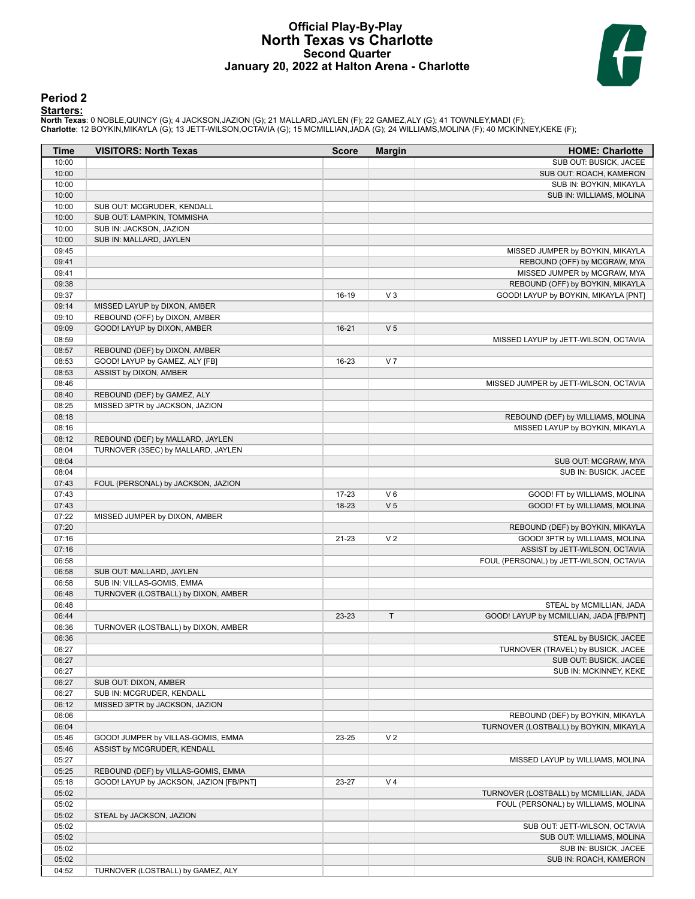# Official Play-By-Play
# North Texas vs Charlotte
## Second Quarter
### January 20, 2022 at Halton Arena - Charlotte

## Period 2

**Starters:**

**North Texas**: 0 NOBLE,QUINCY (G); 4 JACKSON,JAZION (G); 21 MALLARD,JAYLEN (F); 22 GAMEZ,ALY (G); 41 TOWNLEY,MADI (F);
**Charlotte**: 12 BOYKIN,MIKAYLA (G); 13 JETT-WILSON,OCTAVIA (G); 15 MCMILLIAN,JADA (G); 24 WILLIAMS,MOLINA (F); 40 MCKINNEY,KEKE (F);

| Time | VISITORS: North Texas | Score | Margin | HOME: Charlotte |
|---|---|---|---|---|
| 10:00 | | | | SUB OUT: BUSICK, JACEE |
| 10:00 | | | | SUB OUT: ROACH, KAMERON |
| 10:00 | | | | SUB IN: BOYKIN, MIKAYLA |
| 10:00 | | | | SUB IN: WILLIAMS, MOLINA |
| 10:00 | SUB OUT: MCGRUDER, KENDALL | | | |
| 10:00 | SUB OUT: LAMPKIN, TOMMISHA | | | |
| 10:00 | SUB IN: JACKSON, JAZION | | | |
| 10:00 | SUB IN: MALLARD, JAYLEN | | | |
| 09:45 | | | | MISSED JUMPER by BOYKIN, MIKAYLA |
| 09:41 | | | | REBOUND (OFF) by MCGRAW, MYA |
| 09:41 | | | | MISSED JUMPER by MCGRAW, MYA |
| 09:38 | | | | REBOUND (OFF) by BOYKIN, MIKAYLA |
| 09:37 | | 16-19 | V 3 | GOOD! LAYUP by BOYKIN, MIKAYLA [PNT] |
| 09:14 | MISSED LAYUP by DIXON, AMBER | | | |
| 09:10 | REBOUND (OFF) by DIXON, AMBER | | | |
| 09:09 | GOOD! LAYUP by DIXON, AMBER | 16-21 | V 5 | |
| 08:59 | | | | MISSED LAYUP by JETT-WILSON, OCTAVIA |
| 08:57 | REBOUND (DEF) by DIXON, AMBER | | | |
| 08:53 | GOOD! LAYUP by GAMEZ, ALY [FB] | 16-23 | V 7 | |
| 08:53 | ASSIST by DIXON, AMBER | | | |
| 08:46 | | | | MISSED JUMPER by JETT-WILSON, OCTAVIA |
| 08:40 | REBOUND (DEF) by GAMEZ, ALY | | | |
| 08:25 | MISSED 3PTR by JACKSON, JAZION | | | |
| 08:18 | | | | REBOUND (DEF) by WILLIAMS, MOLINA |
| 08:16 | | | | MISSED LAYUP by BOYKIN, MIKAYLA |
| 08:12 | REBOUND (DEF) by MALLARD, JAYLEN | | | |
| 08:04 | TURNOVER (3SEC) by MALLARD, JAYLEN | | | |
| 08:04 | | | | SUB OUT: MCGRAW, MYA |
| 08:04 | | | | SUB IN: BUSICK, JACEE |
| 07:43 | FOUL (PERSONAL) by JACKSON, JAZION | | | |
| 07:43 | | 17-23 | V 6 | GOOD! FT by WILLIAMS, MOLINA |
| 07:43 | | 18-23 | V 5 | GOOD! FT by WILLIAMS, MOLINA |
| 07:22 | MISSED JUMPER by DIXON, AMBER | | | |
| 07:20 | | | | REBOUND (DEF) by BOYKIN, MIKAYLA |
| 07:16 | | 21-23 | V 2 | GOOD! 3PTR by WILLIAMS, MOLINA |
| 07:16 | | | | ASSIST by JETT-WILSON, OCTAVIA |
| 06:58 | | | | FOUL (PERSONAL) by JETT-WILSON, OCTAVIA |
| 06:58 | SUB OUT: MALLARD, JAYLEN | | | |
| 06:58 | SUB IN: VILLAS-GOMIS, EMMA | | | |
| 06:48 | TURNOVER (LOSTBALL) by DIXON, AMBER | | | |
| 06:48 | | | | STEAL by MCMILLIAN, JADA |
| 06:44 | | 23-23 | T | GOOD! LAYUP by MCMILLIAN, JADA [FB/PNT] |
| 06:36 | TURNOVER (LOSTBALL) by DIXON, AMBER | | | |
| 06:36 | | | | STEAL by BUSICK, JACEE |
| 06:27 | | | | TURNOVER (TRAVEL) by BUSICK, JACEE |
| 06:27 | | | | SUB OUT: BUSICK, JACEE |
| 06:27 | | | | SUB IN: MCKINNEY, KEKE |
| 06:27 | SUB OUT: DIXON, AMBER | | | |
| 06:27 | SUB IN: MCGRUDER, KENDALL | | | |
| 06:12 | MISSED 3PTR by JACKSON, JAZION | | | |
| 06:06 | | | | REBOUND (DEF) by BOYKIN, MIKAYLA |
| 06:04 | | | | TURNOVER (LOSTBALL) by BOYKIN, MIKAYLA |
| 05:46 | GOOD! JUMPER by VILLAS-GOMIS, EMMA | 23-25 | V 2 | |
| 05:46 | ASSIST by MCGRUDER, KENDALL | | | |
| 05:27 | | | | MISSED LAYUP by WILLIAMS, MOLINA |
| 05:25 | REBOUND (DEF) by VILLAS-GOMIS, EMMA | | | |
| 05:18 | GOOD! LAYUP by JACKSON, JAZION [FB/PNT] | 23-27 | V 4 | |
| 05:02 | | | | TURNOVER (LOSTBALL) by MCMILLIAN, JADA |
| 05:02 | | | | FOUL (PERSONAL) by WILLIAMS, MOLINA |
| 05:02 | STEAL by JACKSON, JAZION | | | |
| 05:02 | | | | SUB OUT: JETT-WILSON, OCTAVIA |
| 05:02 | | | | SUB OUT: WILLIAMS, MOLINA |
| 05:02 | | | | SUB IN: BUSICK, JACEE |
| 05:02 | | | | SUB IN: ROACH, KAMERON |
| 04:52 | TURNOVER (LOSTBALL) by GAMEZ, ALY | | | |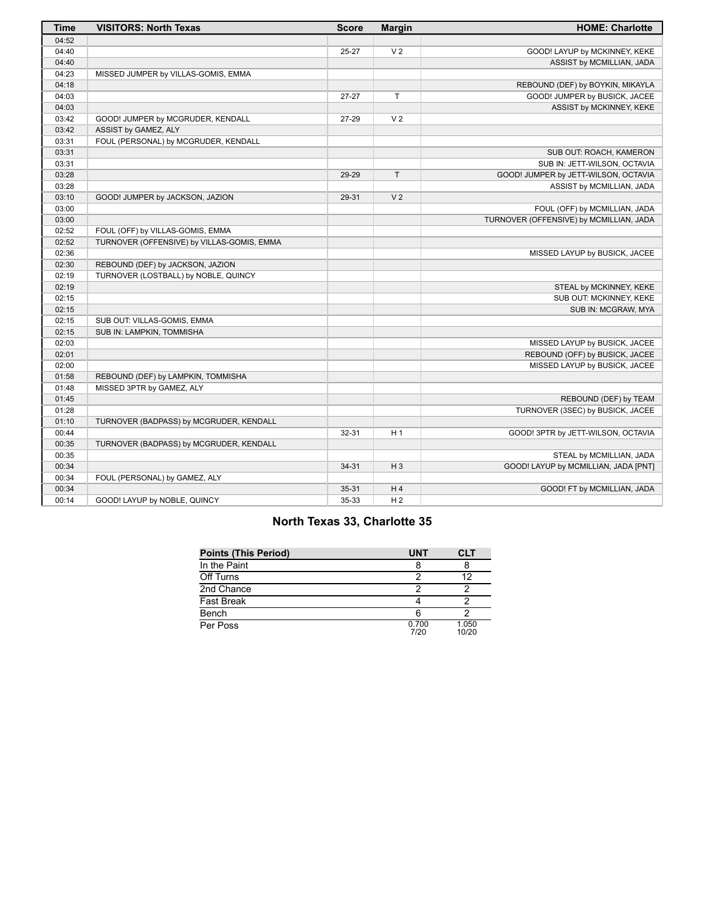| Time | VISITORS: North Texas | Score | Margin | HOME: Charlotte |
|---|---|---|---|---|
| 04:52 | | | | |
| 04:40 | | 25-27 | V 2 | GOOD! LAYUP by MCKINNEY, KEKE |
| 04:40 | | | | ASSIST by MCMILLIAN, JADA |
| 04:23 | MISSED JUMPER by VILLAS-GOMIS, EMMA | | | |
| 04:18 | | | | REBOUND (DEF) by BOYKIN, MIKAYLA |
| 04:03 | | 27-27 | T | GOOD! JUMPER by BUSICK, JACEE |
| 04:03 | | | | ASSIST by MCKINNEY, KEKE |
| 03:42 | GOOD! JUMPER by MCGRUDER, KENDALL | 27-29 | V 2 | |
| 03:42 | ASSIST by GAMEZ, ALY | | | |
| 03:31 | FOUL (PERSONAL) by MCGRUDER, KENDALL | | | |
| 03:31 | | | | SUB OUT: ROACH, KAMERON |
| 03:31 | | | | SUB IN: JETT-WILSON, OCTAVIA |
| 03:28 | | 29-29 | T | GOOD! JUMPER by JETT-WILSON, OCTAVIA |
| 03:28 | | | | ASSIST by MCMILLIAN, JADA |
| 03:10 | GOOD! JUMPER by JACKSON, JAZION | 29-31 | V 2 | |
| 03:00 | | | | FOUL (OFF) by MCMILLIAN, JADA |
| 03:00 | | | | TURNOVER (OFFENSIVE) by MCMILLIAN, JADA |
| 02:52 | FOUL (OFF) by VILLAS-GOMIS, EMMA | | | |
| 02:52 | TURNOVER (OFFENSIVE) by VILLAS-GOMIS, EMMA | | | |
| 02:36 | | | | MISSED LAYUP by BUSICK, JACEE |
| 02:30 | REBOUND (DEF) by JACKSON, JAZION | | | |
| 02:19 | TURNOVER (LOSTBALL) by NOBLE, QUINCY | | | |
| 02:19 | | | | STEAL by MCKINNEY, KEKE |
| 02:15 | | | | SUB OUT: MCKINNEY, KEKE |
| 02:15 | | | | SUB IN: MCGRAW, MYA |
| 02:15 | SUB OUT: VILLAS-GOMIS, EMMA | | | |
| 02:15 | SUB IN: LAMPKIN, TOMMISHA | | | |
| 02:03 | | | | MISSED LAYUP by BUSICK, JACEE |
| 02:01 | | | | REBOUND (OFF) by BUSICK, JACEE |
| 02:00 | | | | MISSED LAYUP by BUSICK, JACEE |
| 01:58 | REBOUND (DEF) by LAMPKIN, TOMMISHA | | | |
| 01:48 | MISSED 3PTR by GAMEZ, ALY | | | |
| 01:45 | | | | REBOUND (DEF) by TEAM |
| 01:28 | | | | TURNOVER (3SEC) by BUSICK, JACEE |
| 01:10 | TURNOVER (BADPASS) by MCGRUDER, KENDALL | | | |
| 00:44 | | 32-31 | H 1 | GOOD! 3PTR by JETT-WILSON, OCTAVIA |
| 00:35 | TURNOVER (BADPASS) by MCGRUDER, KENDALL | | | |
| 00:35 | | | | STEAL by MCMILLIAN, JADA |
| 00:34 | | 34-31 | H 3 | GOOD! LAYUP by MCMILLIAN, JADA [PNT] |
| 00:34 | FOUL (PERSONAL) by GAMEZ, ALY | | | |
| 00:34 | | 35-31 | H 4 | GOOD! FT by MCMILLIAN, JADA |
| 00:14 | GOOD! LAYUP by NOBLE, QUINCY | 35-33 | H 2 | |

## North Texas 33, Charlotte 35

| Points (This Period) | UNT | CLT |
|---|---|---|
| In the Paint | 8 | 8 |
| Off Turns | 2 | 12 |
| 2nd Chance | 2 | 2 |
| Fast Break | 4 | 2 |
| Bench | 6 | 2 |
| Per Poss | 0.700 7/20 | 1.050 10/20 |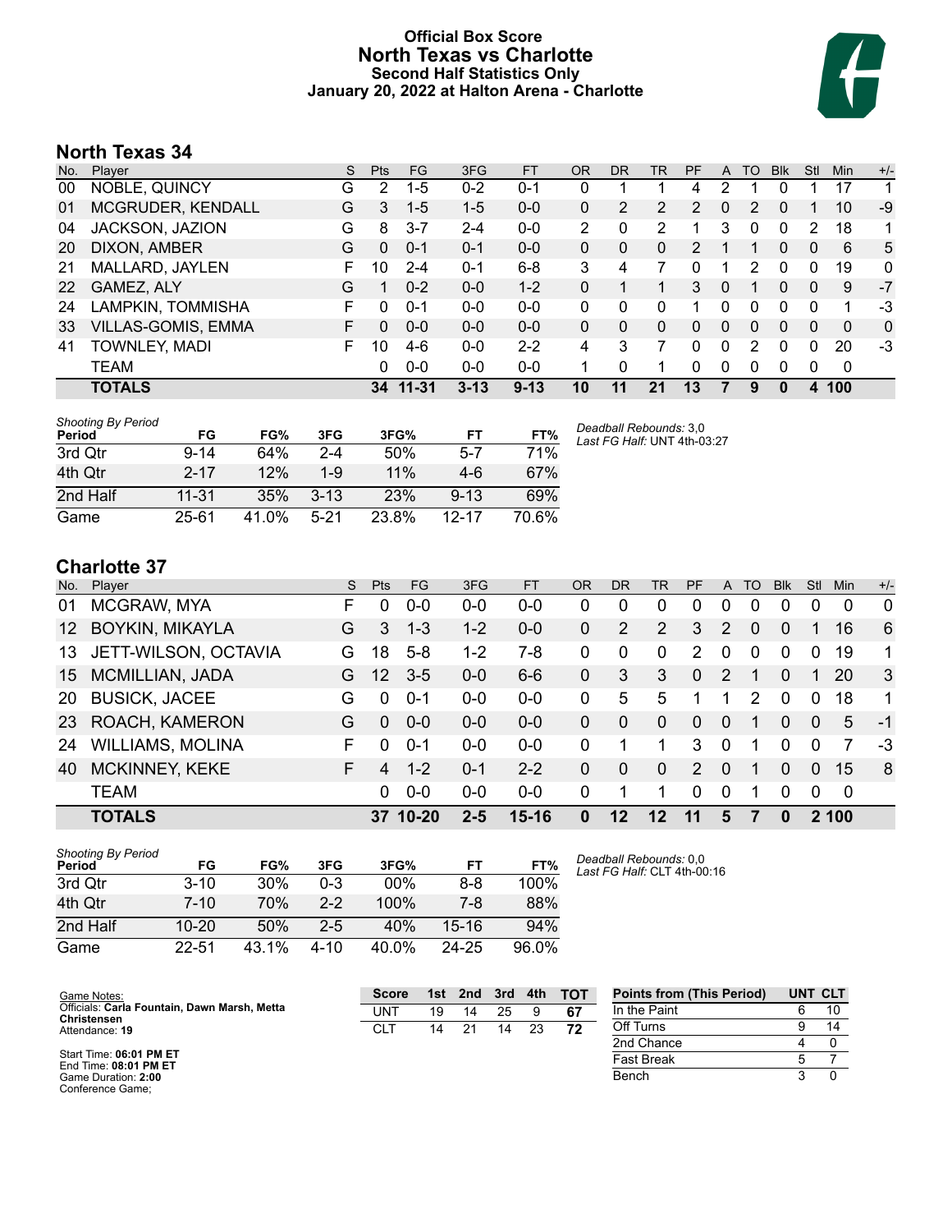# Official Box Score
# North Texas vs Charlotte
### Second Half Statistics Only
### January 20, 2022 at Halton Arena - Charlotte

## North Texas 34

| No. | Player | S | Pts | FG | 3FG | FT | OR | DR | TR | PF | A | TO | Blk | Stl | Min | +/- |
|---|---|---|---|---|---|---|---|---|---|---|---|---|---|---|---|---|
| 00 | NOBLE, QUINCY | G | 2 | 1-5 | 0-2 | 0-1 | 0 | 1 | 1 | 4 | 2 | 1 | 0 | 1 | 17 | 1 |
| 01 | MCGRUDER, KENDALL | G | 3 | 1-5 | 1-5 | 0-0 | 0 | 2 | 2 | 2 | 0 | 2 | 0 | 1 | 10 | -9 |
| 04 | JACKSON, JAZION | G | 8 | 3-7 | 2-4 | 0-0 | 2 | 0 | 2 | 1 | 3 | 0 | 0 | 2 | 18 | 1 |
| 20 | DIXON, AMBER | G | 0 | 0-1 | 0-1 | 0-0 | 0 | 0 | 0 | 2 | 1 | 1 | 0 | 0 | 6 | 5 |
| 21 | MALLARD, JAYLEN | F | 10 | 2-4 | 0-1 | 6-8 | 3 | 4 | 7 | 0 | 1 | 2 | 0 | 0 | 19 | 0 |
| 22 | GAMEZ, ALY | G | 1 | 0-2 | 0-0 | 1-2 | 0 | 1 | 1 | 3 | 0 | 1 | 0 | 0 | 9 | -7 |
| 24 | LAMPKIN, TOMMISHA | F | 0 | 0-1 | 0-0 | 0-0 | 0 | 0 | 0 | 1 | 0 | 0 | 0 | 0 | 1 | -3 |
| 33 | VILLAS-GOMIS, EMMA | F | 0 | 0-0 | 0-0 | 0-0 | 0 | 0 | 0 | 0 | 0 | 0 | 0 | 0 | 0 | 0 |
| 41 | TOWNLEY, MADI | F | 10 | 4-6 | 0-0 | 2-2 | 4 | 3 | 7 | 0 | 0 | 2 | 0 | 0 | 20 | -3 |
| | TEAM | | 0 | 0-0 | 0-0 | 0-0 | 1 | 0 | 1 | 0 | 0 | 0 | 0 | 0 | 0 | |
| | **TOTALS** | | **34** | **11-31** | **3-13** | **9-13** | **10** | **11** | **21** | **13** | **7** | **9** | **0** | **4** | **100** | |

*Shooting By Period*

| Period | FG | FG% | 3FG | 3FG% | FT | FT% |
|---|---|---|---|---|---|---|
| 3rd Qtr | 9-14 | 64% | 2-4 | 50% | 5-7 | 71% |
| 4th Qtr | 2-17 | 12% | 1-9 | 11% | 4-6 | 67% |
| 2nd Half | 11-31 | 35% | 3-13 | 23% | 9-13 | 69% |
| Game | 25-61 | 41.0% | 5-21 | 23.8% | 12-17 | 70.6% |

*Deadball Rebounds:* 3,0
*Last FG Half:* UNT 4th-03:27

## Charlotte 37

| No. | Player | S | Pts | FG | 3FG | FT | OR | DR | TR | PF | A | TO | Blk | Stl | Min | +/- |
|---|---|---|---|---|---|---|---|---|---|---|---|---|---|---|---|---|
| 01 | MCGRAW, MYA | F | 0 | 0-0 | 0-0 | 0-0 | 0 | 0 | 0 | 0 | 0 | 0 | 0 | 0 | 0 | 0 |
| 12 | BOYKIN, MIKAYLA | G | 3 | 1-3 | 1-2 | 0-0 | 0 | 2 | 2 | 3 | 2 | 0 | 0 | 1 | 16 | 6 |
| 13 | JETT-WILSON, OCTAVIA | G | 18 | 5-8 | 1-2 | 7-8 | 0 | 0 | 0 | 2 | 0 | 0 | 0 | 0 | 19 | 1 |
| 15 | MCMILLIAN, JADA | G | 12 | 3-5 | 0-0 | 6-6 | 0 | 3 | 3 | 0 | 2 | 1 | 0 | 1 | 20 | 3 |
| 20 | BUSICK, JACEE | G | 0 | 0-1 | 0-0 | 0-0 | 0 | 5 | 5 | 1 | 1 | 2 | 0 | 0 | 18 | 1 |
| 23 | ROACH, KAMERON | G | 0 | 0-0 | 0-0 | 0-0 | 0 | 0 | 0 | 0 | 0 | 1 | 0 | 0 | 5 | -1 |
| 24 | WILLIAMS, MOLINA | F | 0 | 0-1 | 0-0 | 0-0 | 0 | 1 | 1 | 3 | 0 | 1 | 0 | 0 | 7 | -3 |
| 40 | MCKINNEY, KEKE | F | 4 | 1-2 | 0-1 | 2-2 | 0 | 0 | 0 | 2 | 0 | 1 | 0 | 0 | 15 | 8 |
| | TEAM | | 0 | 0-0 | 0-0 | 0-0 | 0 | 1 | 1 | 0 | 0 | 1 | 0 | 0 | 0 | |
| | **TOTALS** | | **37** | **10-20** | **2-5** | **15-16** | **0** | **12** | **12** | **11** | **5** | **7** | **0** | **2** | **100** | |

*Shooting By Period*

| Period | FG | FG% | 3FG | 3FG% | FT | FT% |
|---|---|---|---|---|---|---|
| 3rd Qtr | 3-10 | 30% | 0-3 | 00% | 8-8 | 100% |
| 4th Qtr | 7-10 | 70% | 2-2 | 100% | 7-8 | 88% |
| 2nd Half | 10-20 | 50% | 2-5 | 40% | 15-16 | 94% |
| Game | 22-51 | 43.1% | 4-10 | 40.0% | 24-25 | 96.0% |

*Deadball Rebounds:* 0,0
*Last FG Half:* CLT 4th-00:16

Game Notes:
Officials: **Carla Fountain, Dawn Marsh, Metta Christensen**
Attendance: **19**

Start Time: **06:01 PM ET**
End Time: **08:01 PM ET**
Game Duration: **2:00**
Conference Game;

| Score | 1st | 2nd | 3rd | 4th | TOT |
|---|---|---|---|---|---|
| UNT | 19 | 14 | 25 | 9 | **67** |
| CLT | 14 | 21 | 14 | 23 | **72** |

| Points from (This Period) | UNT | CLT |
|---|---|---|
| In the Paint | 6 | 10 |
| Off Turns | 9 | 14 |
| 2nd Chance | 4 | 0 |
| Fast Break | 5 | 7 |
| Bench | 3 | 0 |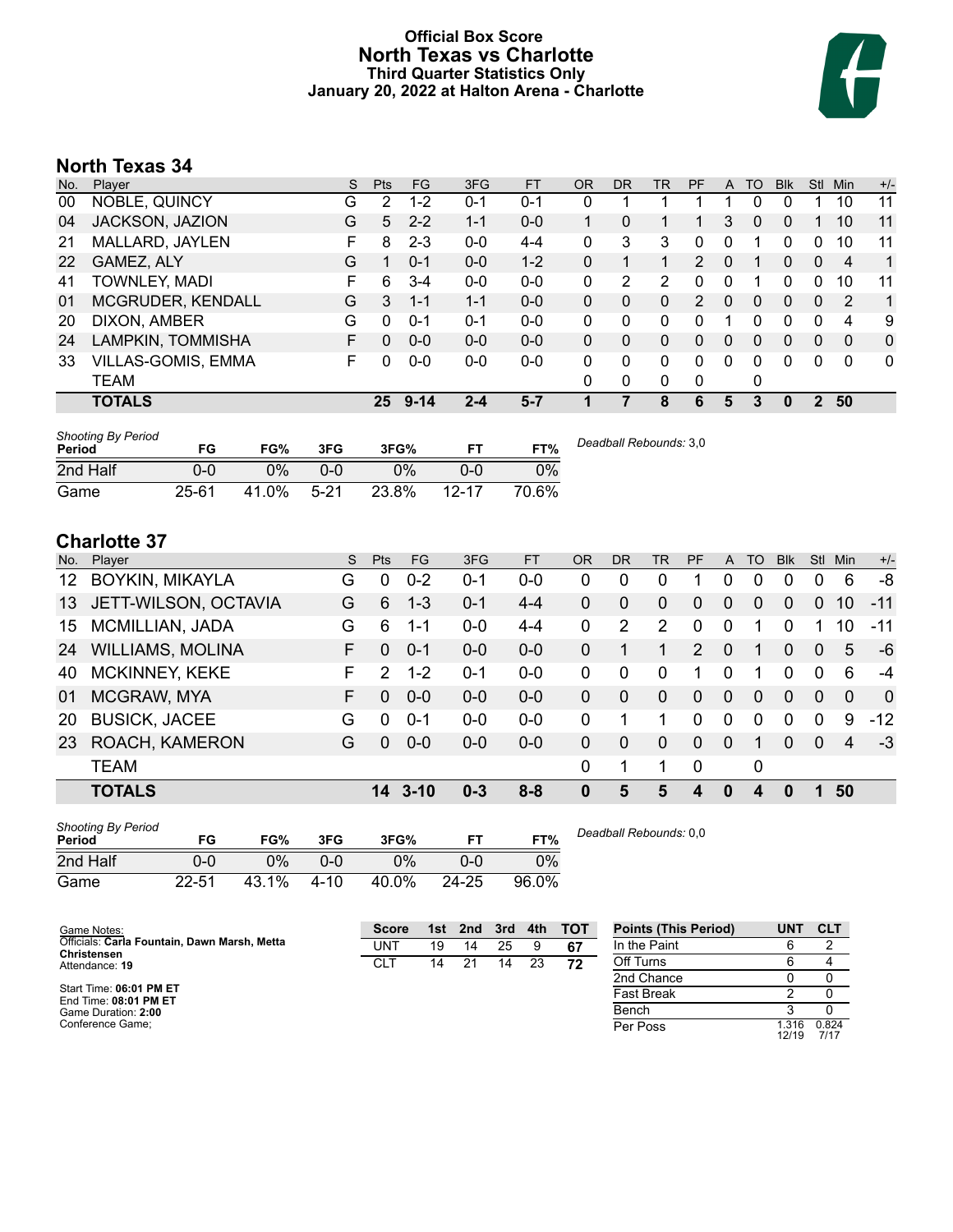# Official Box Score
# North Texas vs Charlotte
### Third Quarter Statistics Only
### January 20, 2022 at Halton Arena - Charlotte

## North Texas 34

| No. | Player | S | Pts | FG | 3FG | FT | OR | DR | TR | PF | A | TO | Blk | Stl | Min | +/- |
|---|---|---|---|---|---|---|---|---|---|---|---|---|---|---|---|---|
| 00 | NOBLE, QUINCY | G | 2 | 1-2 | 0-1 | 0-1 | 0 | 1 | 1 | 1 | 1 | 0 | 0 | 1 | 10 | 11 |
| 04 | JACKSON, JAZION | G | 5 | 2-2 | 1-1 | 0-0 | 1 | 0 | 1 | 1 | 3 | 0 | 0 | 1 | 10 | 11 |
| 21 | MALLARD, JAYLEN | F | 8 | 2-3 | 0-0 | 4-4 | 0 | 3 | 3 | 0 | 0 | 1 | 0 | 0 | 10 | 11 |
| 22 | GAMEZ, ALY | G | 1 | 0-1 | 0-0 | 1-2 | 0 | 1 | 1 | 2 | 0 | 1 | 0 | 0 | 4 | 1 |
| 41 | TOWNLEY, MADI | F | 6 | 3-4 | 0-0 | 0-0 | 0 | 2 | 2 | 0 | 0 | 1 | 0 | 0 | 10 | 11 |
| 01 | MCGRUDER, KENDALL | G | 3 | 1-1 | 1-1 | 0-0 | 0 | 0 | 0 | 2 | 0 | 0 | 0 | 0 | 2 | 1 |
| 20 | DIXON, AMBER | G | 0 | 0-1 | 0-1 | 0-0 | 0 | 0 | 0 | 0 | 1 | 0 | 0 | 0 | 4 | 9 |
| 24 | LAMPKIN, TOMMISHA | F | 0 | 0-0 | 0-0 | 0-0 | 0 | 0 | 0 | 0 | 0 | 0 | 0 | 0 | 0 | 0 |
| 33 | VILLAS-GOMIS, EMMA | F | 0 | 0-0 | 0-0 | 0-0 | 0 | 0 | 0 | 0 | 0 | 0 | 0 | 0 | 0 | 0 |
| | TEAM | | | | | | 0 | 0 | 0 | 0 | | 0 | | | | |
| | **TOTALS** | | **25** | **9-14** | **2-4** | **5-7** | **1** | **7** | **8** | **6** | **5** | **3** | **0** | **2** | **50** | |

*Shooting By Period*

| Period | FG | FG% | 3FG | 3FG% | FT | FT% |
|---|---|---|---|---|---|---|
| 2nd Half | 0-0 | 0% | 0-0 | 0% | 0-0 | 0% |
| Game | 25-61 | 41.0% | 5-21 | 23.8% | 12-17 | 70.6% |

*Deadball Rebounds:* 3,0

## Charlotte 37

| No. | Player | S | Pts | FG | 3FG | FT | OR | DR | TR | PF | A | TO | Blk | Stl | Min | +/- |
|---|---|---|---|---|---|---|---|---|---|---|---|---|---|---|---|---|
| 12 | BOYKIN, MIKAYLA | G | 0 | 0-2 | 0-1 | 0-0 | 0 | 0 | 0 | 1 | 0 | 0 | 0 | 0 | 6 | -8 |
| 13 | JETT-WILSON, OCTAVIA | G | 6 | 1-3 | 0-1 | 4-4 | 0 | 0 | 0 | 0 | 0 | 0 | 0 | 0 | 10 | -11 |
| 15 | MCMILLIAN, JADA | G | 6 | 1-1 | 0-0 | 4-4 | 0 | 2 | 2 | 0 | 0 | 1 | 0 | 1 | 10 | -11 |
| 24 | WILLIAMS, MOLINA | F | 0 | 0-1 | 0-0 | 0-0 | 0 | 1 | 1 | 2 | 0 | 1 | 0 | 0 | 5 | -6 |
| 40 | MCKINNEY, KEKE | F | 2 | 1-2 | 0-1 | 0-0 | 0 | 0 | 0 | 1 | 0 | 1 | 0 | 0 | 6 | -4 |
| 01 | MCGRAW, MYA | F | 0 | 0-0 | 0-0 | 0-0 | 0 | 0 | 0 | 0 | 0 | 0 | 0 | 0 | 0 | 0 |
| 20 | BUSICK, JACEE | G | 0 | 0-1 | 0-0 | 0-0 | 0 | 1 | 1 | 0 | 0 | 0 | 0 | 0 | 9 | -12 |
| 23 | ROACH, KAMERON | G | 0 | 0-0 | 0-0 | 0-0 | 0 | 0 | 0 | 0 | 0 | 1 | 0 | 0 | 4 | -3 |
| | TEAM | | | | | | 0 | 1 | 1 | 0 | | 0 | | | | |
| | **TOTALS** | | **14** | **3-10** | **0-3** | **8-8** | **0** | **5** | **5** | **4** | **0** | **4** | **0** | **1** | **50** | |

*Shooting By Period*

| Period | FG | FG% | 3FG | 3FG% | FT | FT% |
|---|---|---|---|---|---|---|
| 2nd Half | 0-0 | 0% | 0-0 | 0% | 0-0 | 0% |
| Game | 22-51 | 43.1% | 4-10 | 40.0% | 24-25 | 96.0% |

*Deadball Rebounds:* 0,0

Game Notes:
Officials: **Carla Fountain, Dawn Marsh, Metta Christensen**
Attendance: **19**

Start Time: **06:01 PM ET**
End Time: **08:01 PM ET**
Game Duration: **2:00**
Conference Game;

| Score | 1st | 2nd | 3rd | 4th | TOT |
|---|---|---|---|---|---|
| UNT | 19 | 14 | 25 | 9 | **67** |
| CLT | 14 | 21 | 14 | 23 | **72** |

| Points (This Period) | UNT | CLT |
|---|---|---|
| In the Paint | 6 | 2 |
| Off Turns | 6 | 4 |
| 2nd Chance | 0 | 0 |
| Fast Break | 2 | 0 |
| Bench | 3 | 0 |
| Per Poss | 1.316 12/19 | 0.824 7/17 |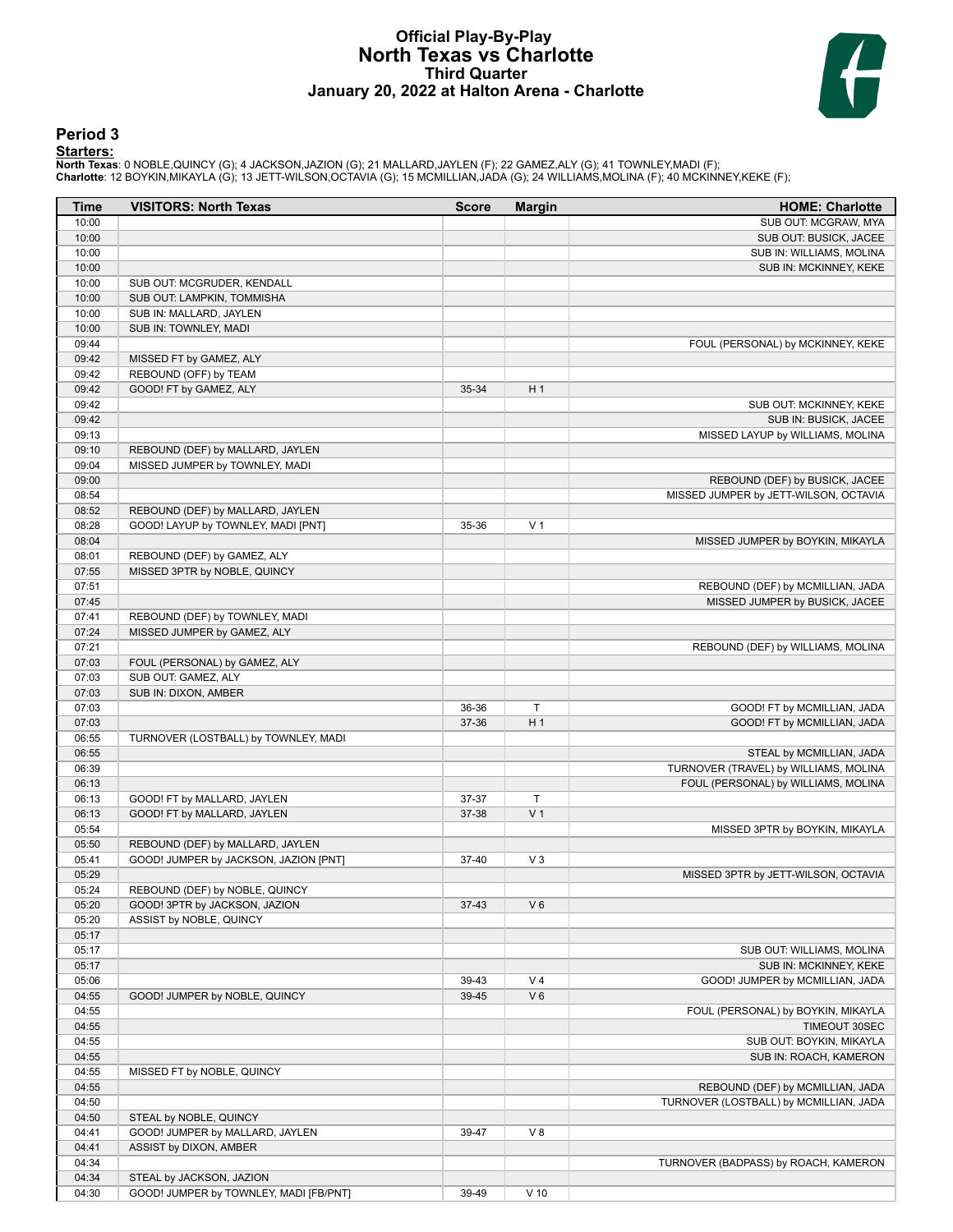# Official Play-By-Play
# North Texas vs Charlotte
## Third Quarter
### January 20, 2022 at Halton Arena - Charlotte

## Period 3

**Starters:**

**North Texas**: 0 NOBLE,QUINCY (G); 4 JACKSON,JAZION (G); 21 MALLARD,JAYLEN (F); 22 GAMEZ,ALY (G); 41 TOWNLEY,MADI (F);
**Charlotte**: 12 BOYKIN,MIKAYLA (G); 13 JETT-WILSON,OCTAVIA (G); 15 MCMILLIAN,JADA (G); 24 WILLIAMS,MOLINA (F); 40 MCKINNEY,KEKE (F);

| Time | VISITORS: North Texas | Score | Margin | HOME: Charlotte |
|---|---|---|---|---|
| 10:00 | | | | SUB OUT: MCGRAW, MYA |
| 10:00 | | | | SUB OUT: BUSICK, JACEE |
| 10:00 | | | | SUB IN: WILLIAMS, MOLINA |
| 10:00 | | | | SUB IN: MCKINNEY, KEKE |
| 10:00 | SUB OUT: MCGRUDER, KENDALL | | | |
| 10:00 | SUB OUT: LAMPKIN, TOMMISHA | | | |
| 10:00 | SUB IN: MALLARD, JAYLEN | | | |
| 10:00 | SUB IN: TOWNLEY, MADI | | | |
| 09:44 | | | | FOUL (PERSONAL) by MCKINNEY, KEKE |
| 09:42 | MISSED FT by GAMEZ, ALY | | | |
| 09:42 | REBOUND (OFF) by TEAM | | | |
| 09:42 | GOOD! FT by GAMEZ, ALY | 35-34 | H 1 | |
| 09:42 | | | | SUB OUT: MCKINNEY, KEKE |
| 09:42 | | | | SUB IN: BUSICK, JACEE |
| 09:13 | | | | MISSED LAYUP by WILLIAMS, MOLINA |
| 09:10 | REBOUND (DEF) by MALLARD, JAYLEN | | | |
| 09:04 | MISSED JUMPER by TOWNLEY, MADI | | | |
| 09:00 | | | | REBOUND (DEF) by BUSICK, JACEE |
| 08:54 | | | | MISSED JUMPER by JETT-WILSON, OCTAVIA |
| 08:52 | REBOUND (DEF) by MALLARD, JAYLEN | | | |
| 08:28 | GOOD! LAYUP by TOWNLEY, MADI [PNT] | 35-36 | V 1 | |
| 08:04 | | | | MISSED JUMPER by BOYKIN, MIKAYLA |
| 08:01 | REBOUND (DEF) by GAMEZ, ALY | | | |
| 07:55 | MISSED 3PTR by NOBLE, QUINCY | | | |
| 07:51 | | | | REBOUND (DEF) by MCMILLIAN, JADA |
| 07:45 | | | | MISSED JUMPER by BUSICK, JACEE |
| 07:41 | REBOUND (DEF) by TOWNLEY, MADI | | | |
| 07:24 | MISSED JUMPER by GAMEZ, ALY | | | |
| 07:21 | | | | REBOUND (DEF) by WILLIAMS, MOLINA |
| 07:03 | FOUL (PERSONAL) by GAMEZ, ALY | | | |
| 07:03 | SUB OUT: GAMEZ, ALY | | | |
| 07:03 | SUB IN: DIXON, AMBER | | | |
| 07:03 | | 36-36 | T | GOOD! FT by MCMILLIAN, JADA |
| 07:03 | | 37-36 | H 1 | GOOD! FT by MCMILLIAN, JADA |
| 06:55 | TURNOVER (LOSTBALL) by TOWNLEY, MADI | | | |
| 06:55 | | | | STEAL by MCMILLIAN, JADA |
| 06:39 | | | | TURNOVER (TRAVEL) by WILLIAMS, MOLINA |
| 06:13 | | | | FOUL (PERSONAL) by WILLIAMS, MOLINA |
| 06:13 | GOOD! FT by MALLARD, JAYLEN | 37-37 | T | |
| 06:13 | GOOD! FT by MALLARD, JAYLEN | 37-38 | V 1 | |
| 05:54 | | | | MISSED 3PTR by BOYKIN, MIKAYLA |
| 05:50 | REBOUND (DEF) by MALLARD, JAYLEN | | | |
| 05:41 | GOOD! JUMPER by JACKSON, JAZION [PNT] | 37-40 | V 3 | |
| 05:29 | | | | MISSED 3PTR by JETT-WILSON, OCTAVIA |
| 05:24 | REBOUND (DEF) by NOBLE, QUINCY | | | |
| 05:20 | GOOD! 3PTR by JACKSON, JAZION | 37-43 | V 6 | |
| 05:20 | ASSIST by NOBLE, QUINCY | | | |
| 05:17 | | | | |
| 05:17 | | | | SUB OUT: WILLIAMS, MOLINA |
| 05:17 | | | | SUB IN: MCKINNEY, KEKE |
| 05:06 | | 39-43 | V 4 | GOOD! JUMPER by MCMILLIAN, JADA |
| 04:55 | GOOD! JUMPER by NOBLE, QUINCY | 39-45 | V 6 | |
| 04:55 | | | | FOUL (PERSONAL) by BOYKIN, MIKAYLA |
| 04:55 | | | | TIMEOUT 30SEC |
| 04:55 | | | | SUB OUT: BOYKIN, MIKAYLA |
| 04:55 | | | | SUB IN: ROACH, KAMERON |
| 04:55 | MISSED FT by NOBLE, QUINCY | | | |
| 04:55 | | | | REBOUND (DEF) by MCMILLIAN, JADA |
| 04:50 | | | | TURNOVER (LOSTBALL) by MCMILLIAN, JADA |
| 04:50 | STEAL by NOBLE, QUINCY | | | |
| 04:41 | GOOD! JUMPER by MALLARD, JAYLEN | 39-47 | V 8 | |
| 04:41 | ASSIST by DIXON, AMBER | | | |
| 04:34 | | | | TURNOVER (BADPASS) by ROACH, KAMERON |
| 04:34 | STEAL by JACKSON, JAZION | | | |
| 04:30 | GOOD! JUMPER by TOWNLEY, MADI [FB/PNT] | 39-49 | V 10 | |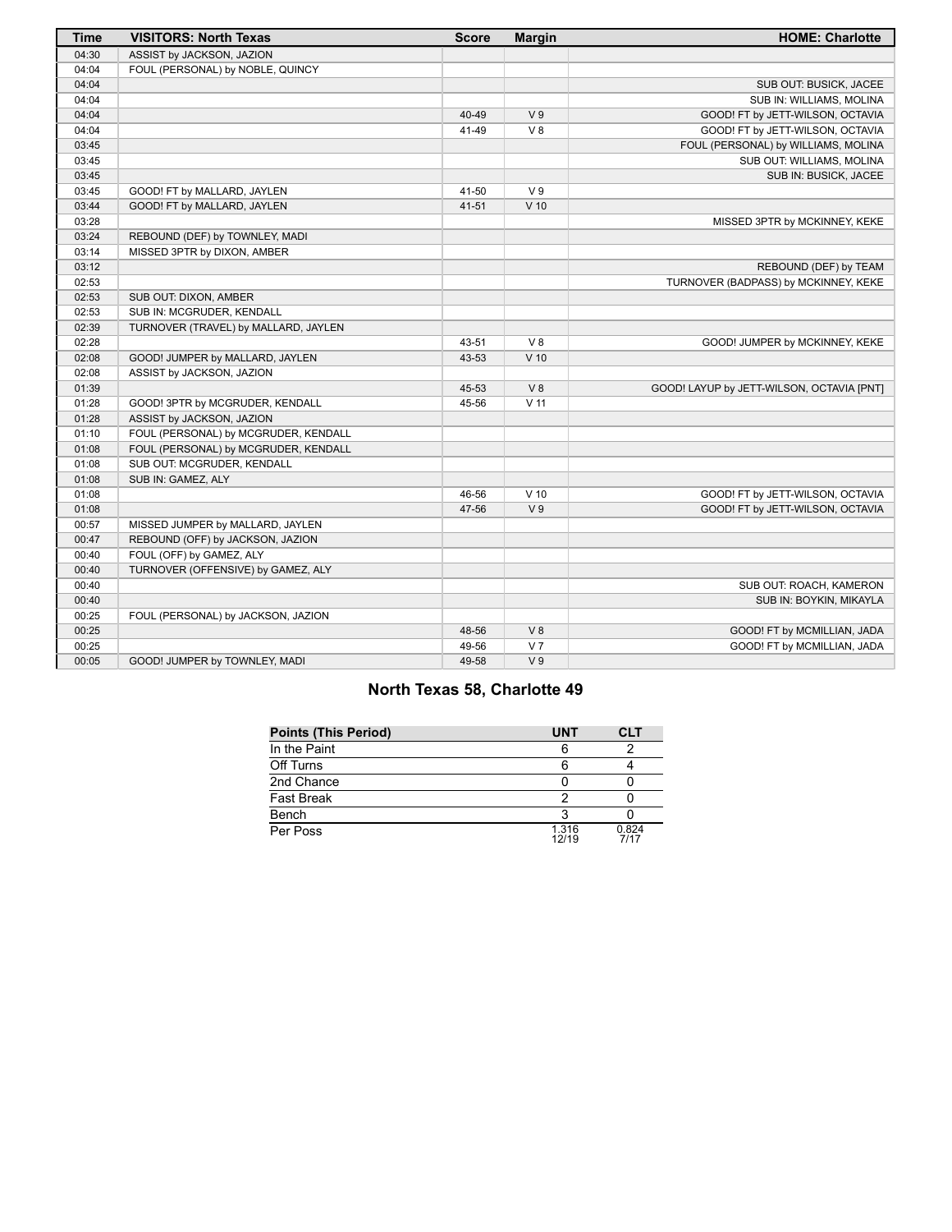| Time | VISITORS: North Texas | Score | Margin | HOME: Charlotte |
|---|---|---|---|---|
| 04:30 | ASSIST by JACKSON, JAZION | | | |
| 04:04 | FOUL (PERSONAL) by NOBLE, QUINCY | | | |
| 04:04 | | | | SUB OUT: BUSICK, JACEE |
| 04:04 | | | | SUB IN: WILLIAMS, MOLINA |
| 04:04 | | 40-49 | V 9 | GOOD! FT by JETT-WILSON, OCTAVIA |
| 04:04 | | 41-49 | V 8 | GOOD! FT by JETT-WILSON, OCTAVIA |
| 03:45 | | | | FOUL (PERSONAL) by WILLIAMS, MOLINA |
| 03:45 | | | | SUB OUT: WILLIAMS, MOLINA |
| 03:45 | | | | SUB IN: BUSICK, JACEE |
| 03:45 | GOOD! FT by MALLARD, JAYLEN | 41-50 | V 9 | |
| 03:44 | GOOD! FT by MALLARD, JAYLEN | 41-51 | V 10 | |
| 03:28 | | | | MISSED 3PTR by MCKINNEY, KEKE |
| 03:24 | REBOUND (DEF) by TOWNLEY, MADI | | | |
| 03:14 | MISSED 3PTR by DIXON, AMBER | | | |
| 03:12 | | | | REBOUND (DEF) by TEAM |
| 02:53 | | | | TURNOVER (BADPASS) by MCKINNEY, KEKE |
| 02:53 | SUB OUT: DIXON, AMBER | | | |
| 02:53 | SUB IN: MCGRUDER, KENDALL | | | |
| 02:39 | TURNOVER (TRAVEL) by MALLARD, JAYLEN | | | |
| 02:28 | | 43-51 | V 8 | GOOD! JUMPER by MCKINNEY, KEKE |
| 02:08 | GOOD! JUMPER by MALLARD, JAYLEN | 43-53 | V 10 | |
| 02:08 | ASSIST by JACKSON, JAZION | | | |
| 01:39 | | 45-53 | V 8 | GOOD! LAYUP by JETT-WILSON, OCTAVIA [PNT] |
| 01:28 | GOOD! 3PTR by MCGRUDER, KENDALL | 45-56 | V 11 | |
| 01:28 | ASSIST by JACKSON, JAZION | | | |
| 01:10 | FOUL (PERSONAL) by MCGRUDER, KENDALL | | | |
| 01:08 | FOUL (PERSONAL) by MCGRUDER, KENDALL | | | |
| 01:08 | SUB OUT: MCGRUDER, KENDALL | | | |
| 01:08 | SUB IN: GAMEZ, ALY | | | |
| 01:08 | | 46-56 | V 10 | GOOD! FT by JETT-WILSON, OCTAVIA |
| 01:08 | | 47-56 | V 9 | GOOD! FT by JETT-WILSON, OCTAVIA |
| 00:57 | MISSED JUMPER by MALLARD, JAYLEN | | | |
| 00:47 | REBOUND (OFF) by JACKSON, JAZION | | | |
| 00:40 | FOUL (OFF) by GAMEZ, ALY | | | |
| 00:40 | TURNOVER (OFFENSIVE) by GAMEZ, ALY | | | |
| 00:40 | | | | SUB OUT: ROACH, KAMERON |
| 00:40 | | | | SUB IN: BOYKIN, MIKAYLA |
| 00:25 | FOUL (PERSONAL) by JACKSON, JAZION | | | |
| 00:25 | | 48-56 | V 8 | GOOD! FT by MCMILLIAN, JADA |
| 00:25 | | 49-56 | V 7 | GOOD! FT by MCMILLIAN, JADA |
| 00:05 | GOOD! JUMPER by TOWNLEY, MADI | 49-58 | V 9 | |

## North Texas 58, Charlotte 49

| Points (This Period) | UNT | CLT |
|---|---|---|
| In the Paint | 6 | 2 |
| Off Turns | 6 | 4 |
| 2nd Chance | 0 | 0 |
| Fast Break | 2 | 0 |
| Bench | 3 | 0 |
| Per Poss | 1.316 12/19 | 0.824 7/17 |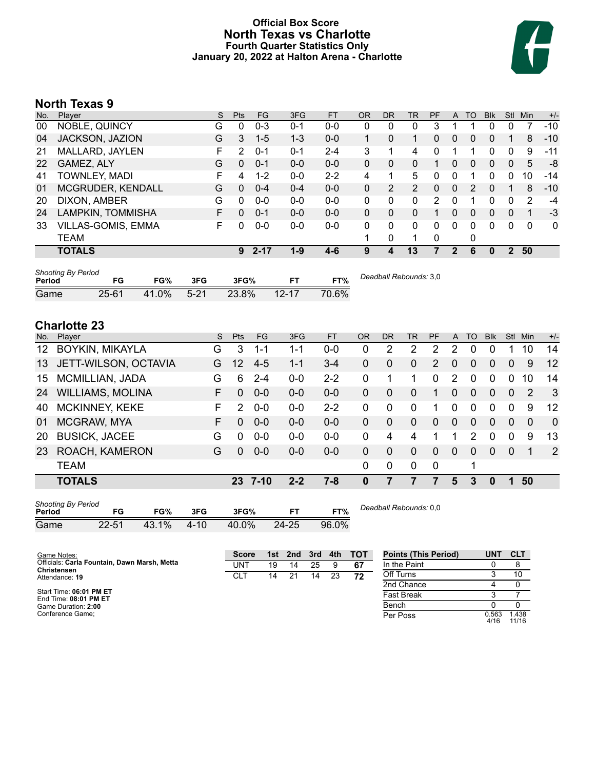# Official Box Score
## North Texas vs Charlotte
### Fourth Quarter Statistics Only
### January 20, 2022 at Halton Arena - Charlotte

## North Texas 9

| No. | Player | S | Pts | FG | 3FG | FT | OR | DR | TR | PF | A | TO | Blk | Stl | Min | +/- |
|---|---|---|---|---|---|---|---|---|---|---|---|---|---|---|---|---|
| 00 | NOBLE, QUINCY | G | 0 | 0-3 | 0-1 | 0-0 | 0 | 0 | 0 | 3 | 1 | 1 | 0 | 0 | 7 | -10 |
| 04 | JACKSON, JAZION | G | 3 | 1-5 | 1-3 | 0-0 | 1 | 0 | 1 | 0 | 0 | 0 | 0 | 1 | 8 | -10 |
| 21 | MALLARD, JAYLEN | F | 2 | 0-1 | 0-1 | 2-4 | 3 | 1 | 4 | 0 | 1 | 1 | 0 | 0 | 9 | -11 |
| 22 | GAMEZ, ALY | G | 0 | 0-1 | 0-0 | 0-0 | 0 | 0 | 0 | 1 | 0 | 0 | 0 | 0 | 5 | -8 |
| 41 | TOWNLEY, MADI | F | 4 | 1-2 | 0-0 | 2-2 | 4 | 1 | 5 | 0 | 0 | 1 | 0 | 0 | 10 | -14 |
| 01 | MCGRUDER, KENDALL | G | 0 | 0-4 | 0-4 | 0-0 | 0 | 2 | 2 | 0 | 0 | 2 | 0 | 1 | 8 | -10 |
| 20 | DIXON, AMBER | G | 0 | 0-0 | 0-0 | 0-0 | 0 | 0 | 0 | 2 | 0 | 1 | 0 | 0 | 2 | -4 |
| 24 | LAMPKIN, TOMMISHA | F | 0 | 0-1 | 0-0 | 0-0 | 0 | 0 | 0 | 1 | 0 | 0 | 0 | 0 | 1 | -3 |
| 33 | VILLAS-GOMIS, EMMA | F | 0 | 0-0 | 0-0 | 0-0 | 0 | 0 | 0 | 0 | 0 | 0 | 0 | 0 | 0 | 0 |
| | TEAM | | | | | | 1 | 0 | 1 | 0 | | 0 | | | | |
| | **TOTALS** | | **9** | **2-17** | **1-9** | **4-6** | **9** | **4** | **13** | **7** | **2** | **6** | **0** | **2** | **50** | |

*Shooting By Period*

| Period | FG | FG% | 3FG | 3FG% | FT | FT% |
|---|---|---|---|---|---|---|
| Game | 25-61 | 41.0% | 5-21 | 23.8% | 12-17 | 70.6% |

*Deadball Rebounds:* 3,0

## Charlotte 23

| No. | Player | S | Pts | FG | 3FG | FT | OR | DR | TR | PF | A | TO | Blk | Stl | Min | +/- |
|---|---|---|---|---|---|---|---|---|---|---|---|---|---|---|---|---|
| 12 | BOYKIN, MIKAYLA | G | 3 | 1-1 | 1-1 | 0-0 | 0 | 2 | 2 | 2 | 2 | 0 | 0 | 1 | 10 | 14 |
| 13 | JETT-WILSON, OCTAVIA | G | 12 | 4-5 | 1-1 | 3-4 | 0 | 0 | 0 | 2 | 0 | 0 | 0 | 0 | 9 | 12 |
| 15 | MCMILLIAN, JADA | G | 6 | 2-4 | 0-0 | 2-2 | 0 | 1 | 1 | 0 | 2 | 0 | 0 | 0 | 10 | 14 |
| 24 | WILLIAMS, MOLINA | F | 0 | 0-0 | 0-0 | 0-0 | 0 | 0 | 0 | 1 | 0 | 0 | 0 | 0 | 2 | 3 |
| 40 | MCKINNEY, KEKE | F | 2 | 0-0 | 0-0 | 2-2 | 0 | 0 | 0 | 1 | 0 | 0 | 0 | 0 | 9 | 12 |
| 01 | MCGRAW, MYA | F | 0 | 0-0 | 0-0 | 0-0 | 0 | 0 | 0 | 0 | 0 | 0 | 0 | 0 | 0 | 0 |
| 20 | BUSICK, JACEE | G | 0 | 0-0 | 0-0 | 0-0 | 0 | 4 | 4 | 1 | 1 | 2 | 0 | 0 | 9 | 13 |
| 23 | ROACH, KAMERON | G | 0 | 0-0 | 0-0 | 0-0 | 0 | 0 | 0 | 0 | 0 | 0 | 0 | 0 | 1 | 2 |
| | TEAM | | | | | | 0 | 0 | 0 | 0 | | 1 | | | | |
| | **TOTALS** | | **23** | **7-10** | **2-2** | **7-8** | **0** | **7** | **7** | **7** | **5** | **3** | **0** | **1** | **50** | |

*Shooting By Period*

| Period | FG | FG% | 3FG | 3FG% | FT | FT% |
|---|---|---|---|---|---|---|
| Game | 22-51 | 43.1% | 4-10 | 40.0% | 24-25 | 96.0% |

*Deadball Rebounds:* 0,0

Game Notes:
Officials: **Carla Fountain, Dawn Marsh, Metta Christensen**
Attendance: **19**

Start Time: **06:01 PM ET**
End Time: **08:01 PM ET**
Game Duration: **2:00**
Conference Game;

| Score | 1st | 2nd | 3rd | 4th | TOT |
|---|---|---|---|---|---|
| UNT | 19 | 14 | 25 | 9 | **67** |
| CLT | 14 | 21 | 14 | 23 | **72** |

| Points (This Period) | UNT | CLT |
|---|---|---|
| In the Paint | 0 | 8 |
| Off Turns | 3 | 10 |
| 2nd Chance | 4 | 0 |
| Fast Break | 3 | 7 |
| Bench | 0 | 0 |
| Per Poss | 0.563 4/16 | 1.438 11/16 |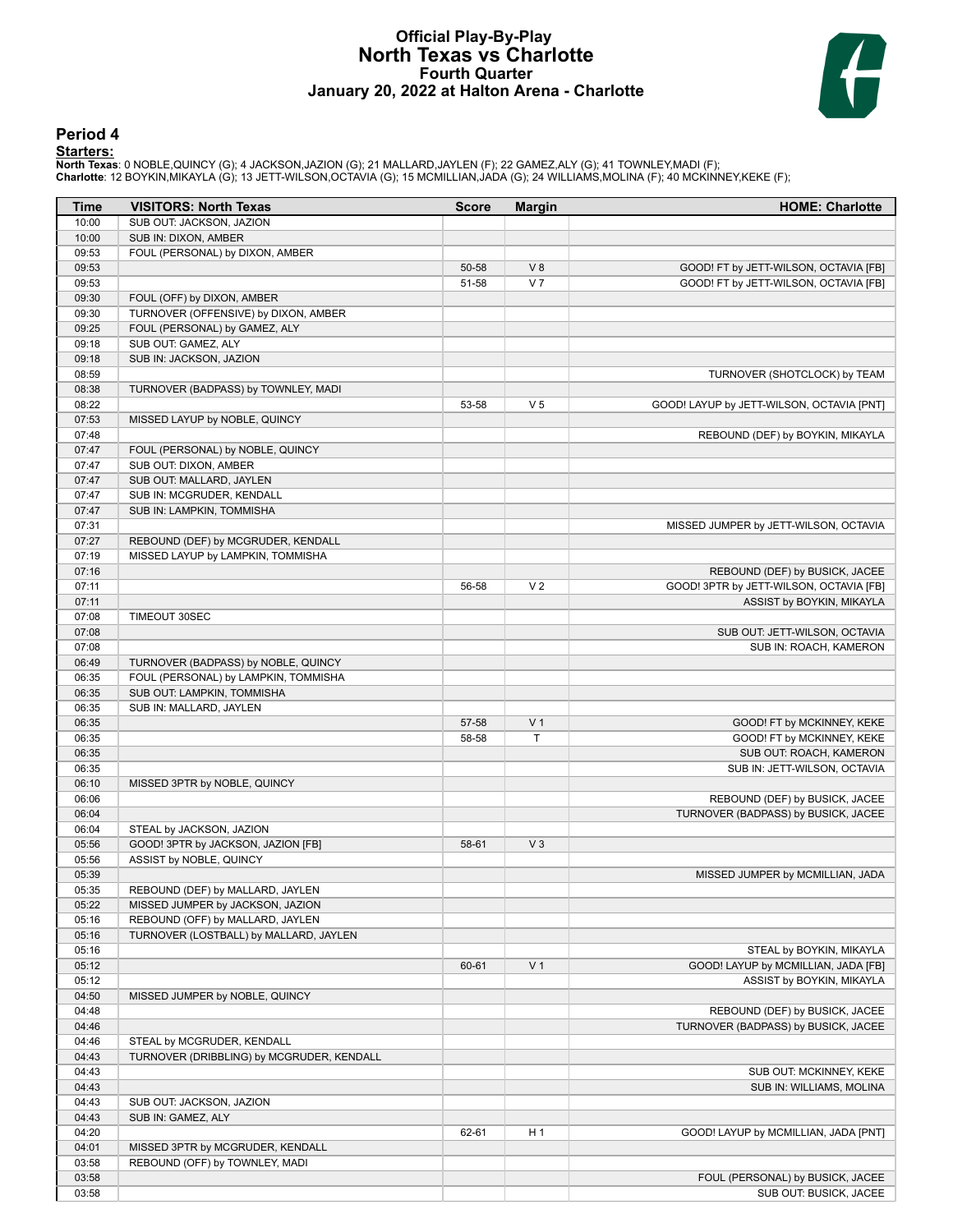# Official Play-By-Play
# North Texas vs Charlotte
## Fourth Quarter
## January 20, 2022 at Halton Arena - Charlotte

### Period 4

**Starters:**

**North Texas**: 0 NOBLE,QUINCY (G); 4 JACKSON,JAZION (G); 21 MALLARD,JAYLEN (F); 22 GAMEZ,ALY (G); 41 TOWNLEY,MADI (F);
**Charlotte**: 12 BOYKIN,MIKAYLA (G); 13 JETT-WILSON,OCTAVIA (G); 15 MCMILLIAN,JADA (G); 24 WILLIAMS,MOLINA (F); 40 MCKINNEY,KEKE (F);

| Time | VISITORS: North Texas | Score | Margin | HOME: Charlotte |
|---|---|---|---|---|
| 10:00 | SUB OUT: JACKSON, JAZION | | | |
| 10:00 | SUB IN: DIXON, AMBER | | | |
| 09:53 | FOUL (PERSONAL) by DIXON, AMBER | | | |
| 09:53 | | 50-58 | V 8 | GOOD! FT by JETT-WILSON, OCTAVIA [FB] |
| 09:53 | | 51-58 | V 7 | GOOD! FT by JETT-WILSON, OCTAVIA [FB] |
| 09:30 | FOUL (OFF) by DIXON, AMBER | | | |
| 09:30 | TURNOVER (OFFENSIVE) by DIXON, AMBER | | | |
| 09:25 | FOUL (PERSONAL) by GAMEZ, ALY | | | |
| 09:18 | SUB OUT: GAMEZ, ALY | | | |
| 09:18 | SUB IN: JACKSON, JAZION | | | |
| 08:59 | | | | TURNOVER (SHOTCLOCK) by TEAM |
| 08:38 | TURNOVER (BADPASS) by TOWNLEY, MADI | | | |
| 08:22 | | 53-58 | V 5 | GOOD! LAYUP by JETT-WILSON, OCTAVIA [PNT] |
| 07:53 | MISSED LAYUP by NOBLE, QUINCY | | | |
| 07:48 | | | | REBOUND (DEF) by BOYKIN, MIKAYLA |
| 07:47 | FOUL (PERSONAL) by NOBLE, QUINCY | | | |
| 07:47 | SUB OUT: DIXON, AMBER | | | |
| 07:47 | SUB OUT: MALLARD, JAYLEN | | | |
| 07:47 | SUB IN: MCGRUDER, KENDALL | | | |
| 07:47 | SUB IN: LAMPKIN, TOMMISHA | | | |
| 07:31 | | | | MISSED JUMPER by JETT-WILSON, OCTAVIA |
| 07:27 | REBOUND (DEF) by MCGRUDER, KENDALL | | | |
| 07:19 | MISSED LAYUP by LAMPKIN, TOMMISHA | | | |
| 07:16 | | | | REBOUND (DEF) by BUSICK, JACEE |
| 07:11 | | 56-58 | V 2 | GOOD! 3PTR by JETT-WILSON, OCTAVIA [FB] |
| 07:11 | | | | ASSIST by BOYKIN, MIKAYLA |
| 07:08 | TIMEOUT 30SEC | | | |
| 07:08 | | | | SUB OUT: JETT-WILSON, OCTAVIA |
| 07:08 | | | | SUB IN: ROACH, KAMERON |
| 06:49 | TURNOVER (BADPASS) by NOBLE, QUINCY | | | |
| 06:35 | FOUL (PERSONAL) by LAMPKIN, TOMMISHA | | | |
| 06:35 | SUB OUT: LAMPKIN, TOMMISHA | | | |
| 06:35 | SUB IN: MALLARD, JAYLEN | | | |
| 06:35 | | 57-58 | V 1 | GOOD! FT by MCKINNEY, KEKE |
| 06:35 | | 58-58 | T | GOOD! FT by MCKINNEY, KEKE |
| 06:35 | | | | SUB OUT: ROACH, KAMERON |
| 06:35 | | | | SUB IN: JETT-WILSON, OCTAVIA |
| 06:10 | MISSED 3PTR by NOBLE, QUINCY | | | |
| 06:06 | | | | REBOUND (DEF) by BUSICK, JACEE |
| 06:04 | | | | TURNOVER (BADPASS) by BUSICK, JACEE |
| 06:04 | STEAL by JACKSON, JAZION | | | |
| 05:56 | GOOD! 3PTR by JACKSON, JAZION [FB] | 58-61 | V 3 | |
| 05:56 | ASSIST by NOBLE, QUINCY | | | |
| 05:39 | | | | MISSED JUMPER by MCMILLIAN, JADA |
| 05:35 | REBOUND (DEF) by MALLARD, JAYLEN | | | |
| 05:22 | MISSED JUMPER by JACKSON, JAZION | | | |
| 05:16 | REBOUND (OFF) by MALLARD, JAYLEN | | | |
| 05:16 | TURNOVER (LOSTBALL) by MALLARD, JAYLEN | | | |
| 05:16 | | | | STEAL by BOYKIN, MIKAYLA |
| 05:12 | | 60-61 | V 1 | GOOD! LAYUP by MCMILLIAN, JADA [FB] |
| 05:12 | | | | ASSIST by BOYKIN, MIKAYLA |
| 04:50 | MISSED JUMPER by NOBLE, QUINCY | | | |
| 04:48 | | | | REBOUND (DEF) by BUSICK, JACEE |
| 04:46 | | | | TURNOVER (BADPASS) by BUSICK, JACEE |
| 04:46 | STEAL by MCGRUDER, KENDALL | | | |
| 04:43 | TURNOVER (DRIBBLING) by MCGRUDER, KENDALL | | | |
| 04:43 | | | | SUB OUT: MCKINNEY, KEKE |
| 04:43 | | | | SUB IN: WILLIAMS, MOLINA |
| 04:43 | SUB OUT: JACKSON, JAZION | | | |
| 04:43 | SUB IN: GAMEZ, ALY | | | |
| 04:20 | | 62-61 | H 1 | GOOD! LAYUP by MCMILLIAN, JADA [PNT] |
| 04:01 | MISSED 3PTR by MCGRUDER, KENDALL | | | |
| 03:58 | REBOUND (OFF) by TOWNLEY, MADI | | | |
| 03:58 | | | | FOUL (PERSONAL) by BUSICK, JACEE |
| 03:58 | | | | SUB OUT: BUSICK, JACEE |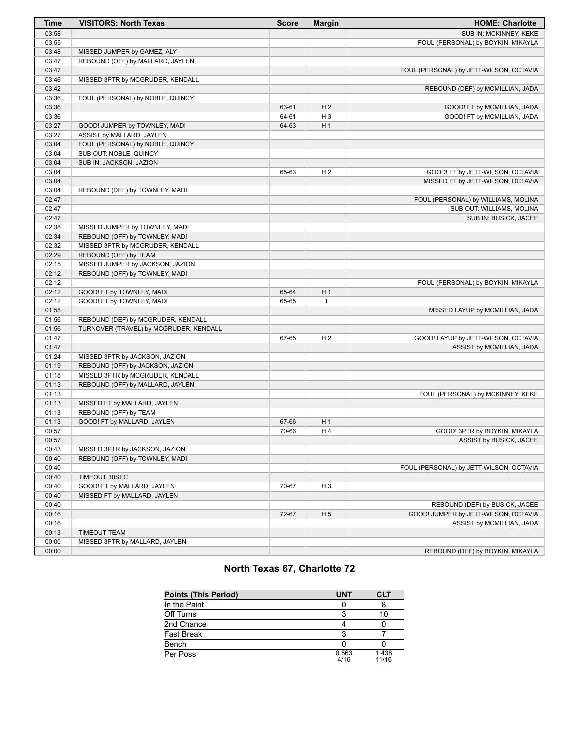| Time | VISITORS: North Texas | Score | Margin | HOME: Charlotte |
|---|---|---|---|---|
| 03:58 | | | | SUB IN: MCKINNEY, KEKE |
| 03:55 | | | | FOUL (PERSONAL) by BOYKIN, MIKAYLA |
| 03:48 | MISSED JUMPER by GAMEZ, ALY | | | |
| 03:47 | REBOUND (OFF) by MALLARD, JAYLEN | | | |
| 03:47 | | | | FOUL (PERSONAL) by JETT-WILSON, OCTAVIA |
| 03:46 | MISSED 3PTR by MCGRUDER, KENDALL | | | |
| 03:42 | | | | REBOUND (DEF) by MCMILLIAN, JADA |
| 03:36 | FOUL (PERSONAL) by NOBLE, QUINCY | | | |
| 03:36 | | 63-61 | H 2 | GOOD! FT by MCMILLIAN, JADA |
| 03:36 | | 64-61 | H 3 | GOOD! FT by MCMILLIAN, JADA |
| 03:27 | GOOD! JUMPER by TOWNLEY, MADI | 64-63 | H 1 | |
| 03:27 | ASSIST by MALLARD, JAYLEN | | | |
| 03:04 | FOUL (PERSONAL) by NOBLE, QUINCY | | | |
| 03:04 | SUB OUT: NOBLE, QUINCY | | | |
| 03:04 | SUB IN: JACKSON, JAZION | | | |
| 03:04 | | 65-63 | H 2 | GOOD! FT by JETT-WILSON, OCTAVIA |
| 03:04 | | | | MISSED FT by JETT-WILSON, OCTAVIA |
| 03:04 | REBOUND (DEF) by TOWNLEY, MADI | | | |
| 02:47 | | | | FOUL (PERSONAL) by WILLIAMS, MOLINA |
| 02:47 | | | | SUB OUT: WILLIAMS, MOLINA |
| 02:47 | | | | SUB IN: BUSICK, JACEE |
| 02:38 | MISSED JUMPER by TOWNLEY, MADI | | | |
| 02:34 | REBOUND (OFF) by TOWNLEY, MADI | | | |
| 02:32 | MISSED 3PTR by MCGRUDER, KENDALL | | | |
| 02:29 | REBOUND (OFF) by TEAM | | | |
| 02:15 | MISSED JUMPER by JACKSON, JAZION | | | |
| 02:12 | REBOUND (OFF) by TOWNLEY, MADI | | | |
| 02:12 | | | | FOUL (PERSONAL) by BOYKIN, MIKAYLA |
| 02:12 | GOOD! FT by TOWNLEY, MADI | 65-64 | H 1 | |
| 02:12 | GOOD! FT by TOWNLEY, MADI | 65-65 | T | |
| 01:58 | | | | MISSED LAYUP by MCMILLIAN, JADA |
| 01:56 | REBOUND (DEF) by MCGRUDER, KENDALL | | | |
| 01:56 | TURNOVER (TRAVEL) by MCGRUDER, KENDALL | | | |
| 01:47 | | 67-65 | H 2 | GOOD! LAYUP by JETT-WILSON, OCTAVIA |
| 01:47 | | | | ASSIST by MCMILLIAN, JADA |
| 01:24 | MISSED 3PTR by JACKSON, JAZION | | | |
| 01:19 | REBOUND (OFF) by JACKSON, JAZION | | | |
| 01:18 | MISSED 3PTR by MCGRUDER, KENDALL | | | |
| 01:13 | REBOUND (OFF) by MALLARD, JAYLEN | | | |
| 01:13 | | | | FOUL (PERSONAL) by MCKINNEY, KEKE |
| 01:13 | MISSED FT by MALLARD, JAYLEN | | | |
| 01:13 | REBOUND (OFF) by TEAM | | | |
| 01:13 | GOOD! FT by MALLARD, JAYLEN | 67-66 | H 1 | |
| 00:57 | | 70-66 | H 4 | GOOD! 3PTR by BOYKIN, MIKAYLA |
| 00:57 | | | | ASSIST by BUSICK, JACEE |
| 00:43 | MISSED 3PTR by JACKSON, JAZION | | | |
| 00:40 | REBOUND (OFF) by TOWNLEY, MADI | | | |
| 00:40 | | | | FOUL (PERSONAL) by JETT-WILSON, OCTAVIA |
| 00:40 | TIMEOUT 30SEC | | | |
| 00:40 | GOOD! FT by MALLARD, JAYLEN | 70-67 | H 3 | |
| 00:40 | MISSED FT by MALLARD, JAYLEN | | | |
| 00:40 | | | | REBOUND (DEF) by BUSICK, JACEE |
| 00:16 | | 72-67 | H 5 | GOOD! JUMPER by JETT-WILSON, OCTAVIA |
| 00:16 | | | | ASSIST by MCMILLIAN, JADA |
| 00:13 | TIMEOUT TEAM | | | |
| 00:00 | MISSED 3PTR by MALLARD, JAYLEN | | | |
| 00:00 | | | | REBOUND (DEF) by BOYKIN, MIKAYLA |

## North Texas 67, Charlotte 72

| Points (This Period) | UNT | CLT |
|---|---|---|
| In the Paint | 0 | 8 |
| Off Turns | 3 | 10 |
| 2nd Chance | 4 | 0 |
| Fast Break | 3 | 7 |
| Bench | 0 | 0 |
| Per Poss | 0.563 4/16 | 1.438 11/16 |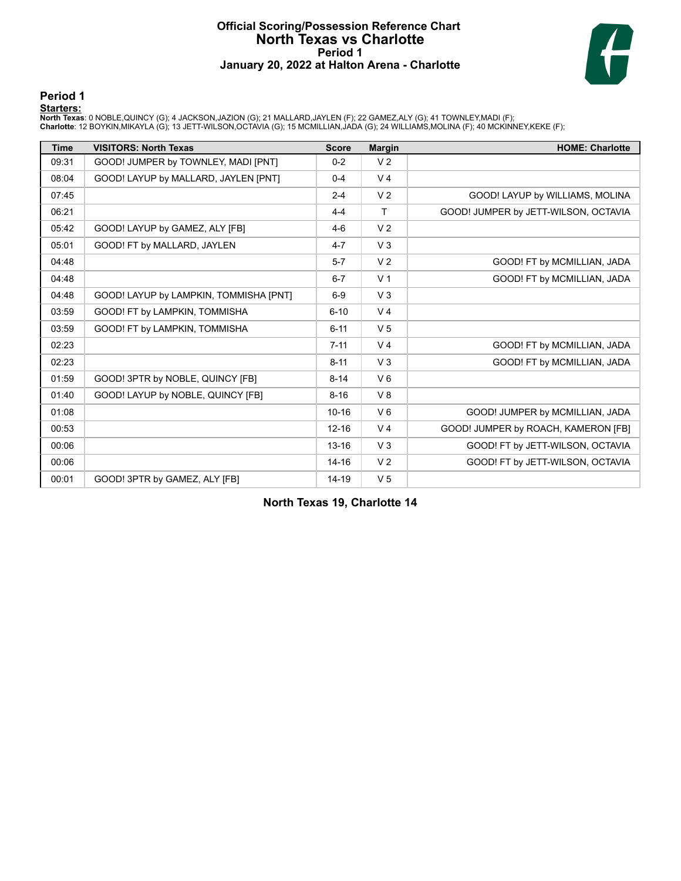# Official Scoring/Possession Reference Chart
# North Texas vs Charlotte
## Period 1
### January 20, 2022 at Halton Arena - Charlotte

## Period 1

**Starters:**

**North Texas**: 0 NOBLE,QUINCY (G); 4 JACKSON,JAZION (G); 21 MALLARD,JAYLEN (F); 22 GAMEZ,ALY (G); 41 TOWNLEY,MADI (F);
**Charlotte**: 12 BOYKIN,MIKAYLA (G); 13 JETT-WILSON,OCTAVIA (G); 15 MCMILLIAN,JADA (G); 24 WILLIAMS,MOLINA (F); 40 MCKINNEY,KEKE (F);

| Time | VISITORS: North Texas | Score | Margin | HOME: Charlotte |
|---|---|---|---|---|
| 09:31 | GOOD! JUMPER by TOWNLEY, MADI [PNT] | 0-2 | V 2 | |
| 08:04 | GOOD! LAYUP by MALLARD, JAYLEN [PNT] | 0-4 | V 4 | |
| 07:45 | | 2-4 | V 2 | GOOD! LAYUP by WILLIAMS, MOLINA |
| 06:21 | | 4-4 | T | GOOD! JUMPER by JETT-WILSON, OCTAVIA |
| 05:42 | GOOD! LAYUP by GAMEZ, ALY [FB] | 4-6 | V 2 | |
| 05:01 | GOOD! FT by MALLARD, JAYLEN | 4-7 | V 3 | |
| 04:48 | | 5-7 | V 2 | GOOD! FT by MCMILLIAN, JADA |
| 04:48 | | 6-7 | V 1 | GOOD! FT by MCMILLIAN, JADA |
| 04:48 | GOOD! LAYUP by LAMPKIN, TOMMISHA [PNT] | 6-9 | V 3 | |
| 03:59 | GOOD! FT by LAMPKIN, TOMMISHA | 6-10 | V 4 | |
| 03:59 | GOOD! FT by LAMPKIN, TOMMISHA | 6-11 | V 5 | |
| 02:23 | | 7-11 | V 4 | GOOD! FT by MCMILLIAN, JADA |
| 02:23 | | 8-11 | V 3 | GOOD! FT by MCMILLIAN, JADA |
| 01:59 | GOOD! 3PTR by NOBLE, QUINCY [FB] | 8-14 | V 6 | |
| 01:40 | GOOD! LAYUP by NOBLE, QUINCY [FB] | 8-16 | V 8 | |
| 01:08 | | 10-16 | V 6 | GOOD! JUMPER by MCMILLIAN, JADA |
| 00:53 | | 12-16 | V 4 | GOOD! JUMPER by ROACH, KAMERON [FB] |
| 00:06 | | 13-16 | V 3 | GOOD! FT by JETT-WILSON, OCTAVIA |
| 00:06 | | 14-16 | V 2 | GOOD! FT by JETT-WILSON, OCTAVIA |
| 00:01 | GOOD! 3PTR by GAMEZ, ALY [FB] | 14-19 | V 5 | |

**North Texas 19, Charlotte 14**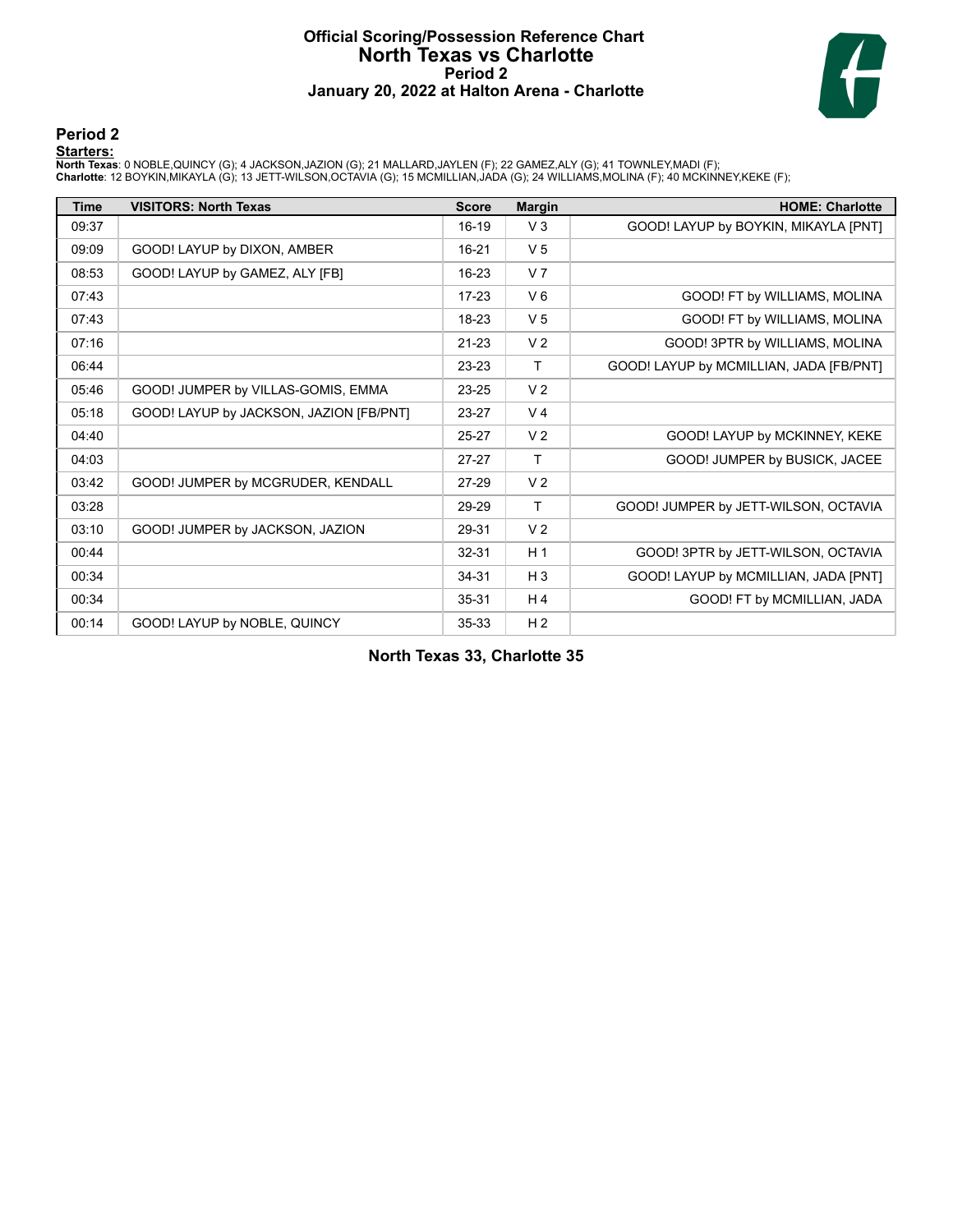# Official Scoring/Possession Reference Chart
# North Texas vs Charlotte
## Period 2
## January 20, 2022 at Halton Arena - Charlotte

### Period 2

**Starters:**

**North Texas**: 0 NOBLE,QUINCY (G); 4 JACKSON,JAZION (G); 21 MALLARD,JAYLEN (F); 22 GAMEZ,ALY (G); 41 TOWNLEY,MADI (F);
**Charlotte**: 12 BOYKIN,MIKAYLA (G); 13 JETT-WILSON,OCTAVIA (G); 15 MCMILLIAN,JADA (G); 24 WILLIAMS,MOLINA (F); 40 MCKINNEY,KEKE (F);

| Time | VISITORS: North Texas | Score | Margin | HOME: Charlotte |
|---|---|---|---|---|
| 09:37 | | 16-19 | V 3 | GOOD! LAYUP by BOYKIN, MIKAYLA [PNT] |
| 09:09 | GOOD! LAYUP by DIXON, AMBER | 16-21 | V 5 | |
| 08:53 | GOOD! LAYUP by GAMEZ, ALY [FB] | 16-23 | V 7 | |
| 07:43 | | 17-23 | V 6 | GOOD! FT by WILLIAMS, MOLINA |
| 07:43 | | 18-23 | V 5 | GOOD! FT by WILLIAMS, MOLINA |
| 07:16 | | 21-23 | V 2 | GOOD! 3PTR by WILLIAMS, MOLINA |
| 06:44 | | 23-23 | T | GOOD! LAYUP by MCMILLIAN, JADA [FB/PNT] |
| 05:46 | GOOD! JUMPER by VILLAS-GOMIS, EMMA | 23-25 | V 2 | |
| 05:18 | GOOD! LAYUP by JACKSON, JAZION [FB/PNT] | 23-27 | V 4 | |
| 04:40 | | 25-27 | V 2 | GOOD! LAYUP by MCKINNEY, KEKE |
| 04:03 | | 27-27 | T | GOOD! JUMPER by BUSICK, JACEE |
| 03:42 | GOOD! JUMPER by MCGRUDER, KENDALL | 27-29 | V 2 | |
| 03:28 | | 29-29 | T | GOOD! JUMPER by JETT-WILSON, OCTAVIA |
| 03:10 | GOOD! JUMPER by JACKSON, JAZION | 29-31 | V 2 | |
| 00:44 | | 32-31 | H 1 | GOOD! 3PTR by JETT-WILSON, OCTAVIA |
| 00:34 | | 34-31 | H 3 | GOOD! LAYUP by MCMILLIAN, JADA [PNT] |
| 00:34 | | 35-31 | H 4 | GOOD! FT by MCMILLIAN, JADA |
| 00:14 | GOOD! LAYUP by NOBLE, QUINCY | 35-33 | H 2 | |

**North Texas 33, Charlotte 35**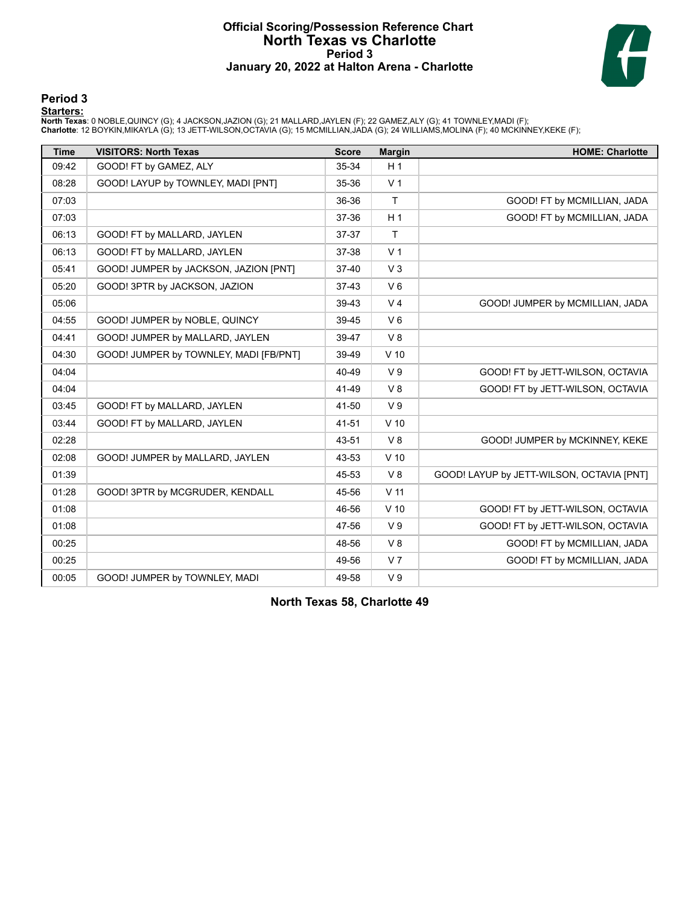# Official Scoring/Possession Reference Chart
# North Texas vs Charlotte
### Period 3
### January 20, 2022 at Halton Arena - Charlotte

## Period 3

**Starters:**

**North Texas**: 0 NOBLE,QUINCY (G); 4 JACKSON,JAZION (G); 21 MALLARD,JAYLEN (F); 22 GAMEZ,ALY (G); 41 TOWNLEY,MADI (F);
**Charlotte**: 12 BOYKIN,MIKAYLA (G); 13 JETT-WILSON,OCTAVIA (G); 15 MCMILLIAN,JADA (G); 24 WILLIAMS,MOLINA (F); 40 MCKINNEY,KEKE (F);

| Time | VISITORS: North Texas | Score | Margin | HOME: Charlotte |
|---|---|---|---|---|
| 09:42 | GOOD! FT by GAMEZ, ALY | 35-34 | H 1 | |
| 08:28 | GOOD! LAYUP by TOWNLEY, MADI [PNT] | 35-36 | V 1 | |
| 07:03 | | 36-36 | T | GOOD! FT by MCMILLIAN, JADA |
| 07:03 | | 37-36 | H 1 | GOOD! FT by MCMILLIAN, JADA |
| 06:13 | GOOD! FT by MALLARD, JAYLEN | 37-37 | T | |
| 06:13 | GOOD! FT by MALLARD, JAYLEN | 37-38 | V 1 | |
| 05:41 | GOOD! JUMPER by JACKSON, JAZION [PNT] | 37-40 | V 3 | |
| 05:20 | GOOD! 3PTR by JACKSON, JAZION | 37-43 | V 6 | |
| 05:06 | | 39-43 | V 4 | GOOD! JUMPER by MCMILLIAN, JADA |
| 04:55 | GOOD! JUMPER by NOBLE, QUINCY | 39-45 | V 6 | |
| 04:41 | GOOD! JUMPER by MALLARD, JAYLEN | 39-47 | V 8 | |
| 04:30 | GOOD! JUMPER by TOWNLEY, MADI [FB/PNT] | 39-49 | V 10 | |
| 04:04 | | 40-49 | V 9 | GOOD! FT by JETT-WILSON, OCTAVIA |
| 04:04 | | 41-49 | V 8 | GOOD! FT by JETT-WILSON, OCTAVIA |
| 03:45 | GOOD! FT by MALLARD, JAYLEN | 41-50 | V 9 | |
| 03:44 | GOOD! FT by MALLARD, JAYLEN | 41-51 | V 10 | |
| 02:28 | | 43-51 | V 8 | GOOD! JUMPER by MCKINNEY, KEKE |
| 02:08 | GOOD! JUMPER by MALLARD, JAYLEN | 43-53 | V 10 | |
| 01:39 | | 45-53 | V 8 | GOOD! LAYUP by JETT-WILSON, OCTAVIA [PNT] |
| 01:28 | GOOD! 3PTR by MCGRUDER, KENDALL | 45-56 | V 11 | |
| 01:08 | | 46-56 | V 10 | GOOD! FT by JETT-WILSON, OCTAVIA |
| 01:08 | | 47-56 | V 9 | GOOD! FT by JETT-WILSON, OCTAVIA |
| 00:25 | | 48-56 | V 8 | GOOD! FT by MCMILLIAN, JADA |
| 00:25 | | 49-56 | V 7 | GOOD! FT by MCMILLIAN, JADA |
| 00:05 | GOOD! JUMPER by TOWNLEY, MADI | 49-58 | V 9 | |

**North Texas 58, Charlotte 49**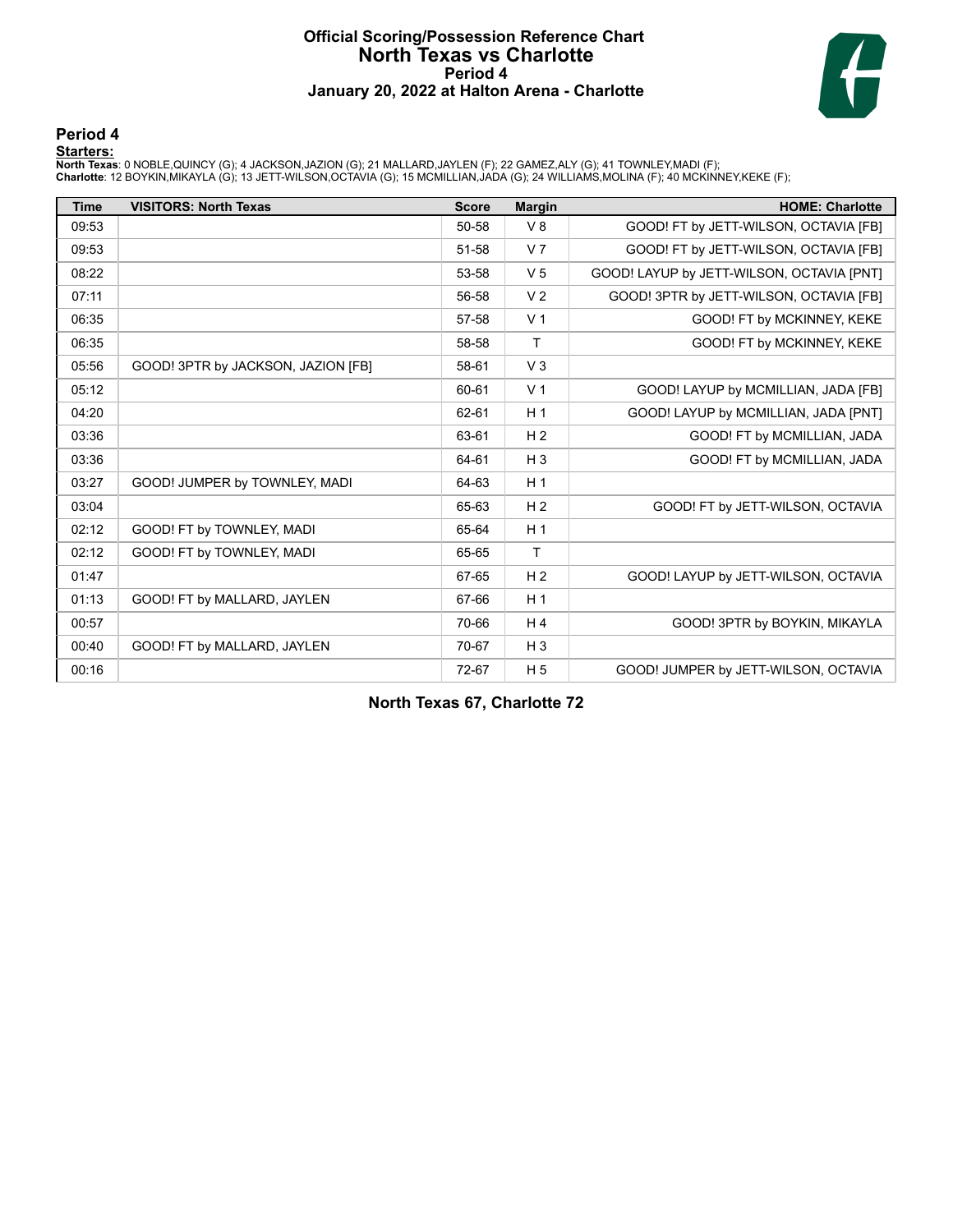# Official Scoring/Possession Reference Chart
## North Texas vs Charlotte
### Period 4
### January 20, 2022 at Halton Arena - Charlotte

## Period 4

**Starters:**
**North Texas**: 0 NOBLE,QUINCY (G); 4 JACKSON,JAZION (G); 21 MALLARD,JAYLEN (F); 22 GAMEZ,ALY (G); 41 TOWNLEY,MADI (F);
**Charlotte**: 12 BOYKIN,MIKAYLA (G); 13 JETT-WILSON,OCTAVIA (G); 15 MCMILLIAN,JADA (G); 24 WILLIAMS,MOLINA (F); 40 MCKINNEY,KEKE (F);

| Time | VISITORS: North Texas | Score | Margin | HOME: Charlotte |
|---|---|---|---|---|
| 09:53 | | 50-58 | V 8 | GOOD! FT by JETT-WILSON, OCTAVIA [FB] |
| 09:53 | | 51-58 | V 7 | GOOD! FT by JETT-WILSON, OCTAVIA [FB] |
| 08:22 | | 53-58 | V 5 | GOOD! LAYUP by JETT-WILSON, OCTAVIA [PNT] |
| 07:11 | | 56-58 | V 2 | GOOD! 3PTR by JETT-WILSON, OCTAVIA [FB] |
| 06:35 | | 57-58 | V 1 | GOOD! FT by MCKINNEY, KEKE |
| 06:35 | | 58-58 | T | GOOD! FT by MCKINNEY, KEKE |
| 05:56 | GOOD! 3PTR by JACKSON, JAZION [FB] | 58-61 | V 3 | |
| 05:12 | | 60-61 | V 1 | GOOD! LAYUP by MCMILLIAN, JADA [FB] |
| 04:20 | | 62-61 | H 1 | GOOD! LAYUP by MCMILLIAN, JADA [PNT] |
| 03:36 | | 63-61 | H 2 | GOOD! FT by MCMILLIAN, JADA |
| 03:36 | | 64-61 | H 3 | GOOD! FT by MCMILLIAN, JADA |
| 03:27 | GOOD! JUMPER by TOWNLEY, MADI | 64-63 | H 1 | |
| 03:04 | | 65-63 | H 2 | GOOD! FT by JETT-WILSON, OCTAVIA |
| 02:12 | GOOD! FT by TOWNLEY, MADI | 65-64 | H 1 | |
| 02:12 | GOOD! FT by TOWNLEY, MADI | 65-65 | T | |
| 01:47 | | 67-65 | H 2 | GOOD! LAYUP by JETT-WILSON, OCTAVIA |
| 01:13 | GOOD! FT by MALLARD, JAYLEN | 67-66 | H 1 | |
| 00:57 | | 70-66 | H 4 | GOOD! 3PTR by BOYKIN, MIKAYLA |
| 00:40 | GOOD! FT by MALLARD, JAYLEN | 70-67 | H 3 | |
| 00:16 | | 72-67 | H 5 | GOOD! JUMPER by JETT-WILSON, OCTAVIA |

**North Texas 67, Charlotte 72**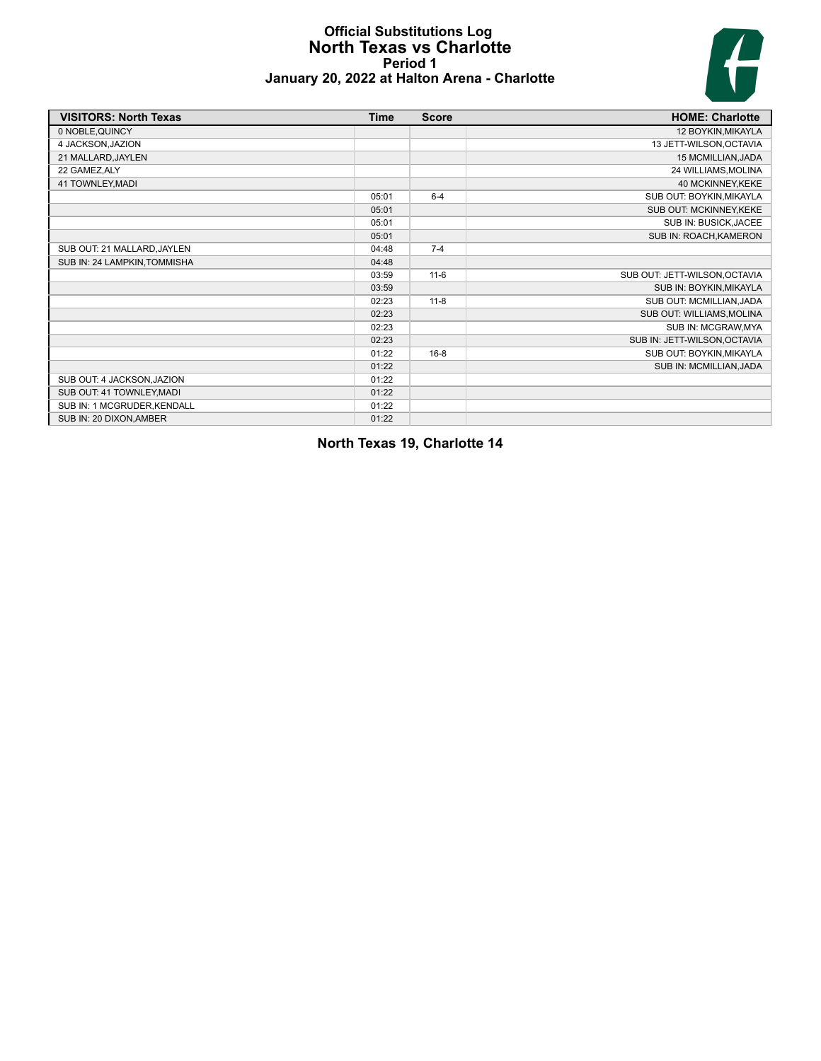# Official Substitutions Log
## North Texas vs Charlotte
### Period 1
### January 20, 2022 at Halton Arena - Charlotte

| VISITORS: North Texas | Time | Score | HOME: Charlotte |
|---|---|---|---|
| 0 NOBLE,QUINCY | | | 12 BOYKIN,MIKAYLA |
| 4 JACKSON,JAZION | | | 13 JETT-WILSON,OCTAVIA |
| 21 MALLARD,JAYLEN | | | 15 MCMILLIAN,JADA |
| 22 GAMEZ,ALY | | | 24 WILLIAMS,MOLINA |
| 41 TOWNLEY,MADI | | | 40 MCKINNEY,KEKE |
| | 05:01 | 6-4 | SUB OUT: BOYKIN,MIKAYLA |
| | 05:01 | | SUB OUT: MCKINNEY,KEKE |
| | 05:01 | | SUB IN: BUSICK,JACEE |
| | 05:01 | | SUB IN: ROACH,KAMERON |
| SUB OUT: 21 MALLARD,JAYLEN | 04:48 | 7-4 | |
| SUB IN: 24 LAMPKIN,TOMMISHA | 04:48 | | |
| | 03:59 | 11-6 | SUB OUT: JETT-WILSON,OCTAVIA |
| | 03:59 | | SUB IN: BOYKIN,MIKAYLA |
| | 02:23 | 11-8 | SUB OUT: MCMILLIAN,JADA |
| | 02:23 | | SUB OUT: WILLIAMS,MOLINA |
| | 02:23 | | SUB IN: MCGRAW,MYA |
| | 02:23 | | SUB IN: JETT-WILSON,OCTAVIA |
| | 01:22 | 16-8 | SUB OUT: BOYKIN,MIKAYLA |
| | 01:22 | | SUB IN: MCMILLIAN,JADA |
| SUB OUT: 4 JACKSON,JAZION | 01:22 | | |
| SUB OUT: 41 TOWNLEY,MADI | 01:22 | | |
| SUB IN: 1 MCGRUDER,KENDALL | 01:22 | | |
| SUB IN: 20 DIXON,AMBER | 01:22 | | |

**North Texas 19, Charlotte 14**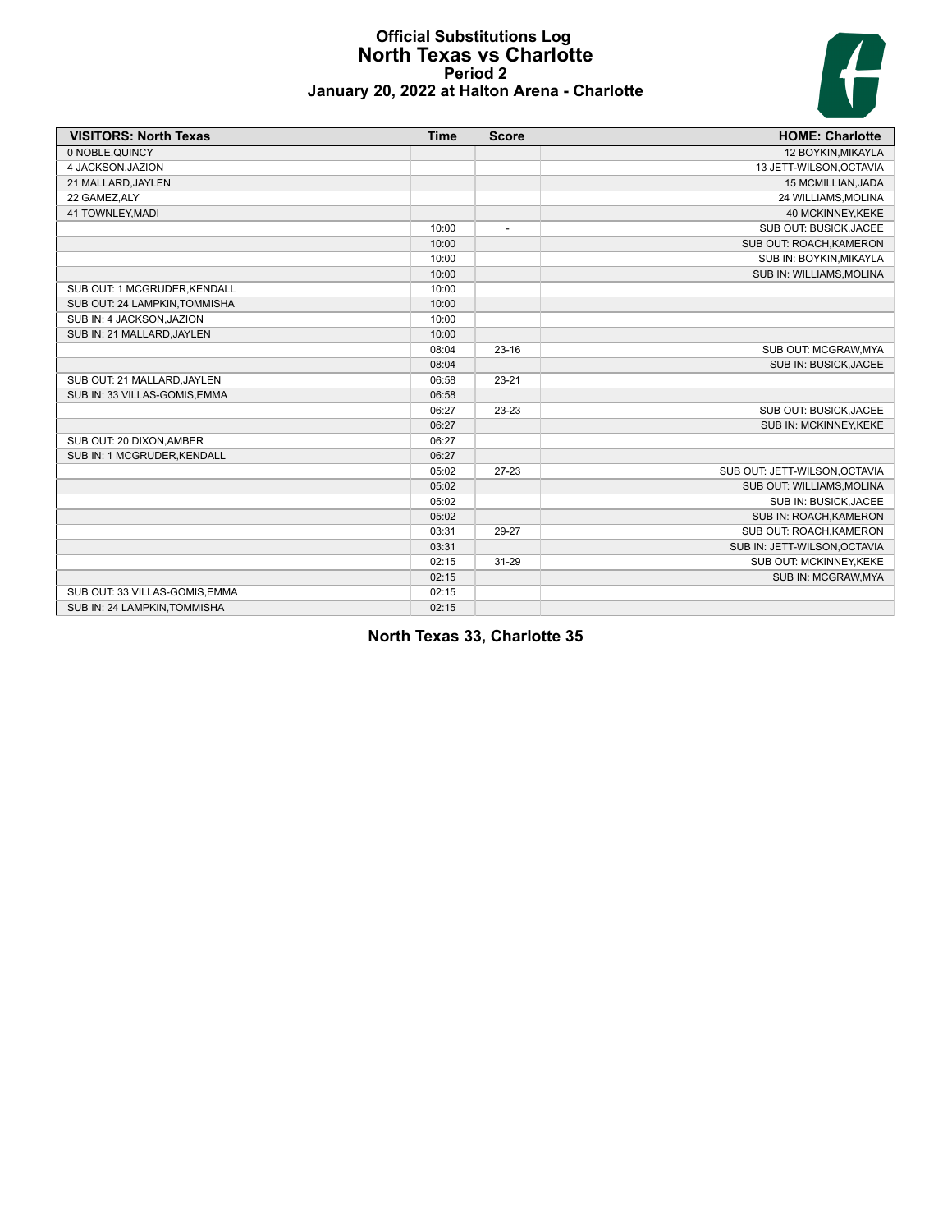# Official Substitutions Log
## North Texas vs Charlotte
### Period 2
### January 20, 2022 at Halton Arena - Charlotte

| VISITORS: North Texas | Time | Score | HOME: Charlotte |
|---|---|---|---|
| 0 NOBLE,QUINCY | | | 12 BOYKIN,MIKAYLA |
| 4 JACKSON,JAZION | | | 13 JETT-WILSON,OCTAVIA |
| 21 MALLARD,JAYLEN | | | 15 MCMILLIAN,JADA |
| 22 GAMEZ,ALY | | | 24 WILLIAMS,MOLINA |
| 41 TOWNLEY,MADI | | | 40 MCKINNEY,KEKE |
| | 10:00 | - | SUB OUT: BUSICK,JACEE |
| | 10:00 | | SUB OUT: ROACH,KAMERON |
| | 10:00 | | SUB IN: BOYKIN,MIKAYLA |
| | 10:00 | | SUB IN: WILLIAMS,MOLINA |
| SUB OUT: 1 MCGRUDER,KENDALL | 10:00 | | |
| SUB OUT: 24 LAMPKIN,TOMMISHA | 10:00 | | |
| SUB IN: 4 JACKSON,JAZION | 10:00 | | |
| SUB IN: 21 MALLARD,JAYLEN | 10:00 | | |
| | 08:04 | 23-16 | SUB OUT: MCGRAW,MYA |
| | 08:04 | | SUB IN: BUSICK,JACEE |
| SUB OUT: 21 MALLARD,JAYLEN | 06:58 | 23-21 | |
| SUB IN: 33 VILLAS-GOMIS,EMMA | 06:58 | | |
| | 06:27 | 23-23 | SUB OUT: BUSICK,JACEE |
| | 06:27 | | SUB IN: MCKINNEY,KEKE |
| SUB OUT: 20 DIXON,AMBER | 06:27 | | |
| SUB IN: 1 MCGRUDER,KENDALL | 06:27 | | |
| | 05:02 | 27-23 | SUB OUT: JETT-WILSON,OCTAVIA |
| | 05:02 | | SUB OUT: WILLIAMS,MOLINA |
| | 05:02 | | SUB IN: BUSICK,JACEE |
| | 05:02 | | SUB IN: ROACH,KAMERON |
| | 03:31 | 29-27 | SUB OUT: ROACH,KAMERON |
| | 03:31 | | SUB IN: JETT-WILSON,OCTAVIA |
| | 02:15 | 31-29 | SUB OUT: MCKINNEY,KEKE |
| | 02:15 | | SUB IN: MCGRAW,MYA |
| SUB OUT: 33 VILLAS-GOMIS,EMMA | 02:15 | | |
| SUB IN: 24 LAMPKIN,TOMMISHA | 02:15 | | |

**North Texas 33, Charlotte 35**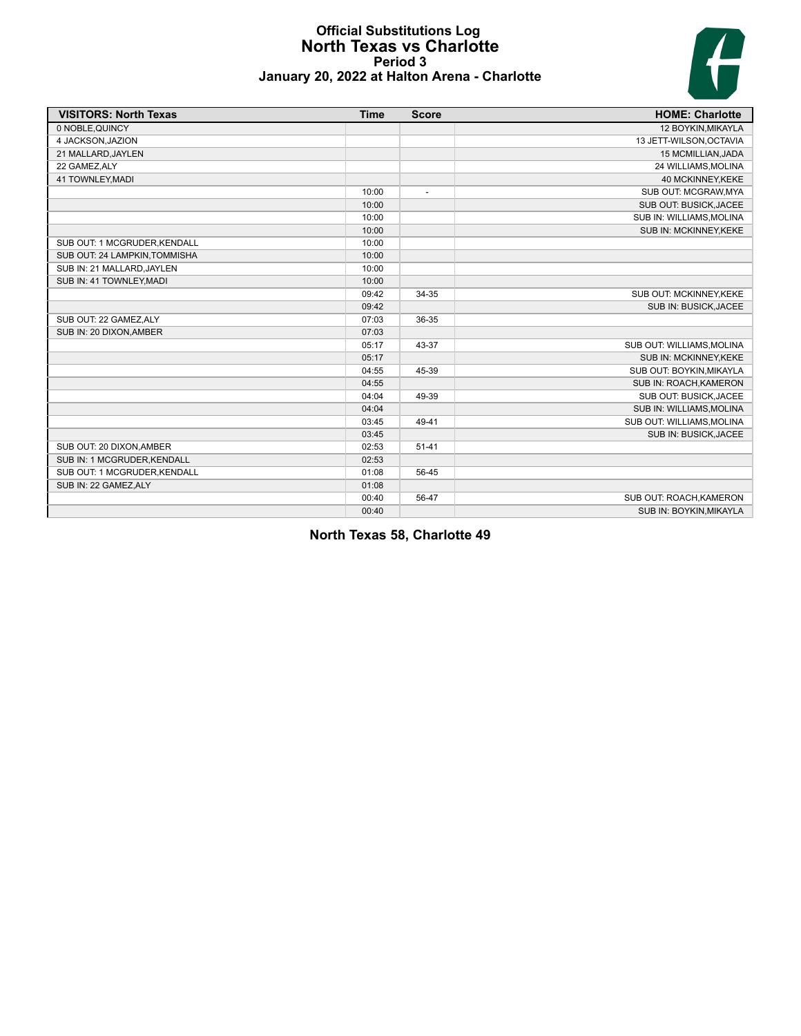# Official Substitutions Log
## North Texas vs Charlotte
### Period 3
### January 20, 2022 at Halton Arena - Charlotte

| VISITORS: North Texas | Time | Score | HOME: Charlotte |
|---|---|---|---|
| 0 NOBLE,QUINCY | | | 12 BOYKIN,MIKAYLA |
| 4 JACKSON,JAZION | | | 13 JETT-WILSON,OCTAVIA |
| 21 MALLARD,JAYLEN | | | 15 MCMILLIAN,JADA |
| 22 GAMEZ,ALY | | | 24 WILLIAMS,MOLINA |
| 41 TOWNLEY,MADI | | | 40 MCKINNEY,KEKE |
| | 10:00 | - | SUB OUT: MCGRAW,MYA |
| | 10:00 | | SUB OUT: BUSICK,JACEE |
| | 10:00 | | SUB IN: WILLIAMS,MOLINA |
| | 10:00 | | SUB IN: MCKINNEY,KEKE |
| SUB OUT: 1 MCGRUDER,KENDALL | 10:00 | | |
| SUB OUT: 24 LAMPKIN,TOMMISHA | 10:00 | | |
| SUB IN: 21 MALLARD,JAYLEN | 10:00 | | |
| SUB IN: 41 TOWNLEY,MADI | 10:00 | | |
| | 09:42 | 34-35 | SUB OUT: MCKINNEY,KEKE |
| | 09:42 | | SUB IN: BUSICK,JACEE |
| SUB OUT: 22 GAMEZ,ALY | 07:03 | 36-35 | |
| SUB IN: 20 DIXON,AMBER | 07:03 | | |
| | 05:17 | 43-37 | SUB OUT: WILLIAMS,MOLINA |
| | 05:17 | | SUB IN: MCKINNEY,KEKE |
| | 04:55 | 45-39 | SUB OUT: BOYKIN,MIKAYLA |
| | 04:55 | | SUB IN: ROACH,KAMERON |
| | 04:04 | 49-39 | SUB OUT: BUSICK,JACEE |
| | 04:04 | | SUB IN: WILLIAMS,MOLINA |
| | 03:45 | 49-41 | SUB OUT: WILLIAMS,MOLINA |
| | 03:45 | | SUB IN: BUSICK,JACEE |
| SUB OUT: 20 DIXON,AMBER | 02:53 | 51-41 | |
| SUB IN: 1 MCGRUDER,KENDALL | 02:53 | | |
| SUB OUT: 1 MCGRUDER,KENDALL | 01:08 | 56-45 | |
| SUB IN: 22 GAMEZ,ALY | 01:08 | | |
| | 00:40 | 56-47 | SUB OUT: ROACH,KAMERON |
| | 00:40 | | SUB IN: BOYKIN,MIKAYLA |

**North Texas 58, Charlotte 49**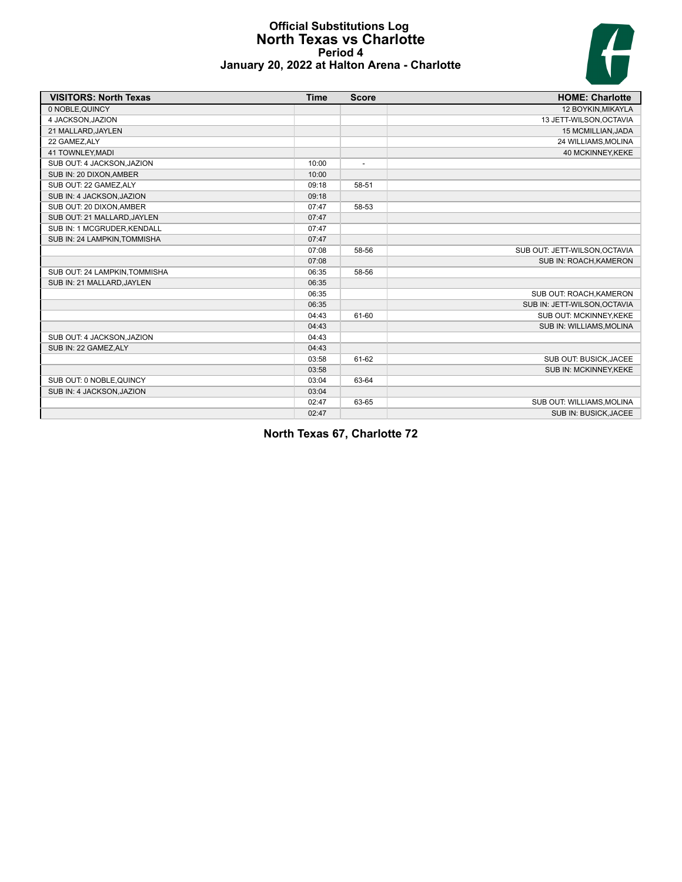# Official Substitutions Log
## North Texas vs Charlotte
### Period 4
### January 20, 2022 at Halton Arena - Charlotte

| VISITORS: North Texas | Time | Score | HOME: Charlotte |
| --- | --- | --- | --- |
| 0 NOBLE,QUINCY | | | 12 BOYKIN,MIKAYLA |
| 4 JACKSON,JAZION | | | 13 JETT-WILSON,OCTAVIA |
| 21 MALLARD,JAYLEN | | | 15 MCMILLIAN,JADA |
| 22 GAMEZ,ALY | | | 24 WILLIAMS,MOLINA |
| 41 TOWNLEY,MADI | | | 40 MCKINNEY,KEKE |
| SUB OUT: 4 JACKSON,JAZION | 10:00 | - | |
| SUB IN: 20 DIXON,AMBER | 10:00 | | |
| SUB OUT: 22 GAMEZ,ALY | 09:18 | 58-51 | |
| SUB IN: 4 JACKSON,JAZION | 09:18 | | |
| SUB OUT: 20 DIXON,AMBER | 07:47 | 58-53 | |
| SUB OUT: 21 MALLARD,JAYLEN | 07:47 | | |
| SUB IN: 1 MCGRUDER,KENDALL | 07:47 | | |
| SUB IN: 24 LAMPKIN,TOMMISHA | 07:47 | | |
| | 07:08 | 58-56 | SUB OUT: JETT-WILSON,OCTAVIA |
| | 07:08 | | SUB IN: ROACH,KAMERON |
| SUB OUT: 24 LAMPKIN,TOMMISHA | 06:35 | 58-56 | |
| SUB IN: 21 MALLARD,JAYLEN | 06:35 | | |
| | 06:35 | | SUB OUT: ROACH,KAMERON |
| | 06:35 | | SUB IN: JETT-WILSON,OCTAVIA |
| | 04:43 | 61-60 | SUB OUT: MCKINNEY,KEKE |
| | 04:43 | | SUB IN: WILLIAMS,MOLINA |
| SUB OUT: 4 JACKSON,JAZION | 04:43 | | |
| SUB IN: 22 GAMEZ,ALY | 04:43 | | |
| | 03:58 | 61-62 | SUB OUT: BUSICK,JACEE |
| | 03:58 | | SUB IN: MCKINNEY,KEKE |
| SUB OUT: 0 NOBLE,QUINCY | 03:04 | 63-64 | |
| SUB IN: 4 JACKSON,JAZION | 03:04 | | |
| | 02:47 | 63-65 | SUB OUT: WILLIAMS,MOLINA |
| | 02:47 | | SUB IN: BUSICK,JACEE |

**North Texas 67, Charlotte 72**